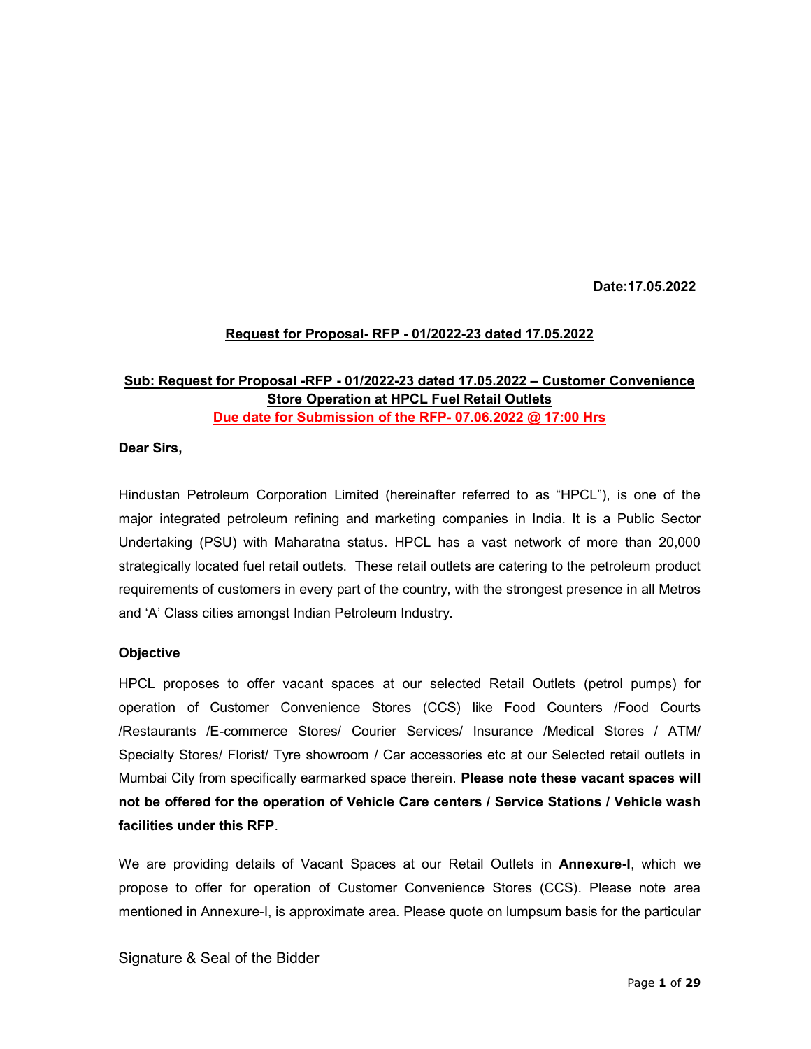**Date:17.05.2022**

**Request for Proposal- RFP - 01/2022-23 dated 17.05.2022**

**Sub: Request for Proposal -RFP - 01/2022-23 dated 17.05.2022 – Customer Convenience Store Operation at HPCL Fuel Retail Outlets**

**Due date for Submission of the RFP- 07.06.2022 @ 17:00 Hrs**

**Dear Sirs,**

Hindustan Petroleum Corporation Limited (hereinafter referred to as "HPCL"), is one of the major integrated petroleum refining and marketing companies in India. It is a Public Sector Undertaking (PSU) with Maharatna status. HPCL has a vast network of more than 20,000 strategically located fuel retail outlets. These retail outlets are catering to the petroleum product requirements of customers in every part of the country, with the strongest presence in all Metros and 'A' Class cities amongst Indian Petroleum Industry.

**Objective**

HPCL proposes to offer vacant spaces at our selected Retail Outlets (petrol pumps) for operation of Customer Convenience Stores (CCS) like Food Counters /Food Courts /Restaurants /E-commerce Stores/ Courier Services/ Insurance /Medical Stores / ATM/ Specialty Stores/ Florist/ Tyre showroom / Car accessories etc at our Selected retail outlets in Mumbai City from specifically earmarked space therein. **Please note these vacant spaces will not be offered for the operation of Vehicle Care centers / Service Stations / Vehicle wash facilities under this RFP**.

We are providing details of Vacant Spaces at our Retail Outlets in **Annexure-I**, which we propose to offer for operation of Customer Convenience Stores (CCS). Please note area mentioned in Annexure-I, is approximate area. Please quote on lumpsum basis for the particular

Signature & Seal of the Bidder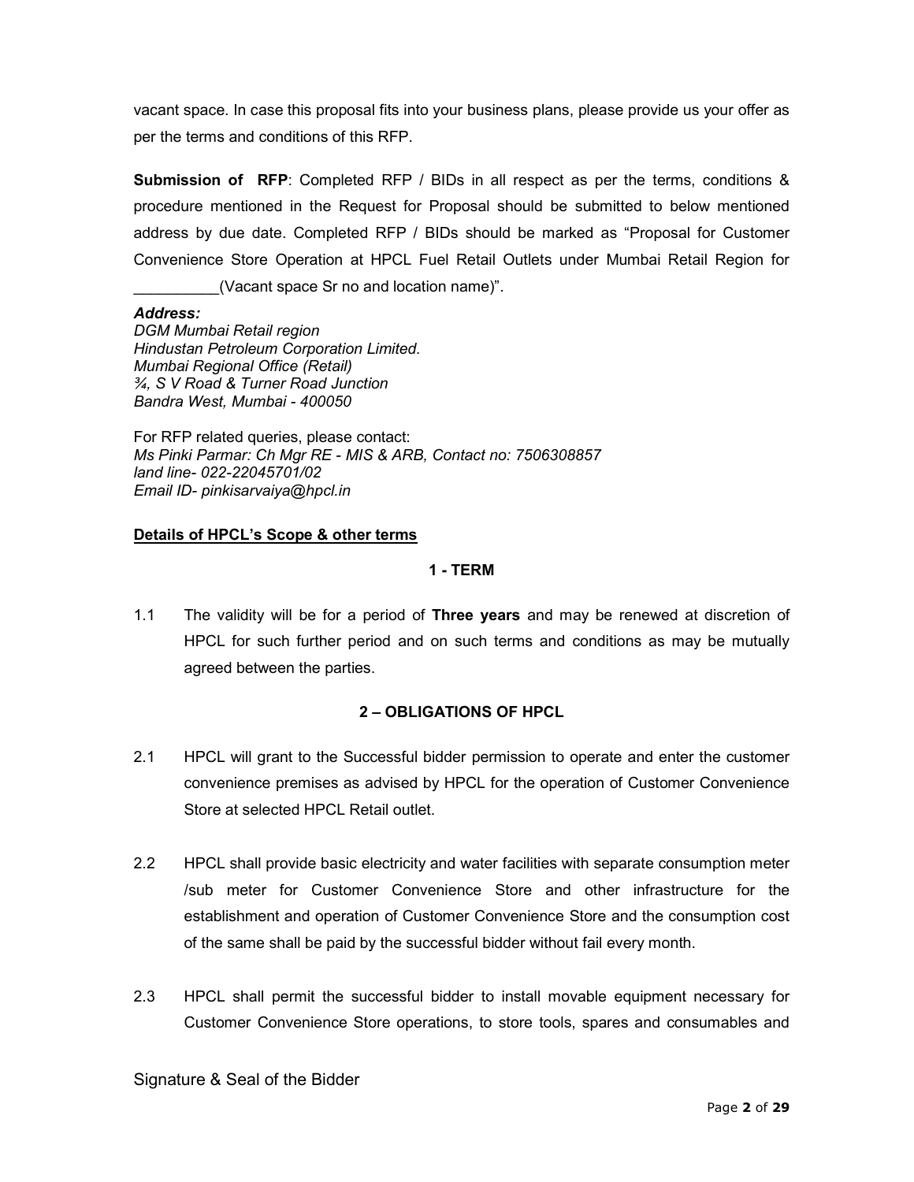vacant space. In case this proposal fits into your business plans, please provide us your offer as per the terms and conditions of this RFP.

**Submission of RFP**: Completed RFP / BIDs in all respect as per the terms, conditions & procedure mentioned in the Request for Proposal should be submitted to below mentioned address by due date. Completed RFP / BIDs should be marked as "Proposal for Customer Convenience Store Operation at HPCL Fuel Retail Outlets under Mumbai Retail Region for __________(Vacant space Sr no and location name)".

***Address:***
*DGM Mumbai Retail region*
*Hindustan Petroleum Corporation Limited.*
*Mumbai Regional Office (Retail)*
*¾, S V Road & Turner Road Junction*
*Bandra West, Mumbai - 400050*

For RFP related queries, please contact:
*Ms Pinki Parmar: Ch Mgr RE - MIS & ARB, Contact no: 7506308857*
*land line- 022-22045701/02*
*Email ID- pinkisarvaiya@hpcl.in*

**Details of HPCL's Scope & other terms**

### 1 - TERM

1.1 The validity will be for a period of **Three years** and may be renewed at discretion of HPCL for such further period and on such terms and conditions as may be mutually agreed between the parties.

### 2 – OBLIGATIONS OF HPCL

2.1 HPCL will grant to the Successful bidder permission to operate and enter the customer convenience premises as advised by HPCL for the operation of Customer Convenience Store at selected HPCL Retail outlet.

2.2 HPCL shall provide basic electricity and water facilities with separate consumption meter /sub meter for Customer Convenience Store and other infrastructure for the establishment and operation of Customer Convenience Store and the consumption cost of the same shall be paid by the successful bidder without fail every month.

2.3 HPCL shall permit the successful bidder to install movable equipment necessary for Customer Convenience Store operations, to store tools, spares and consumables and

Signature & Seal of the Bidder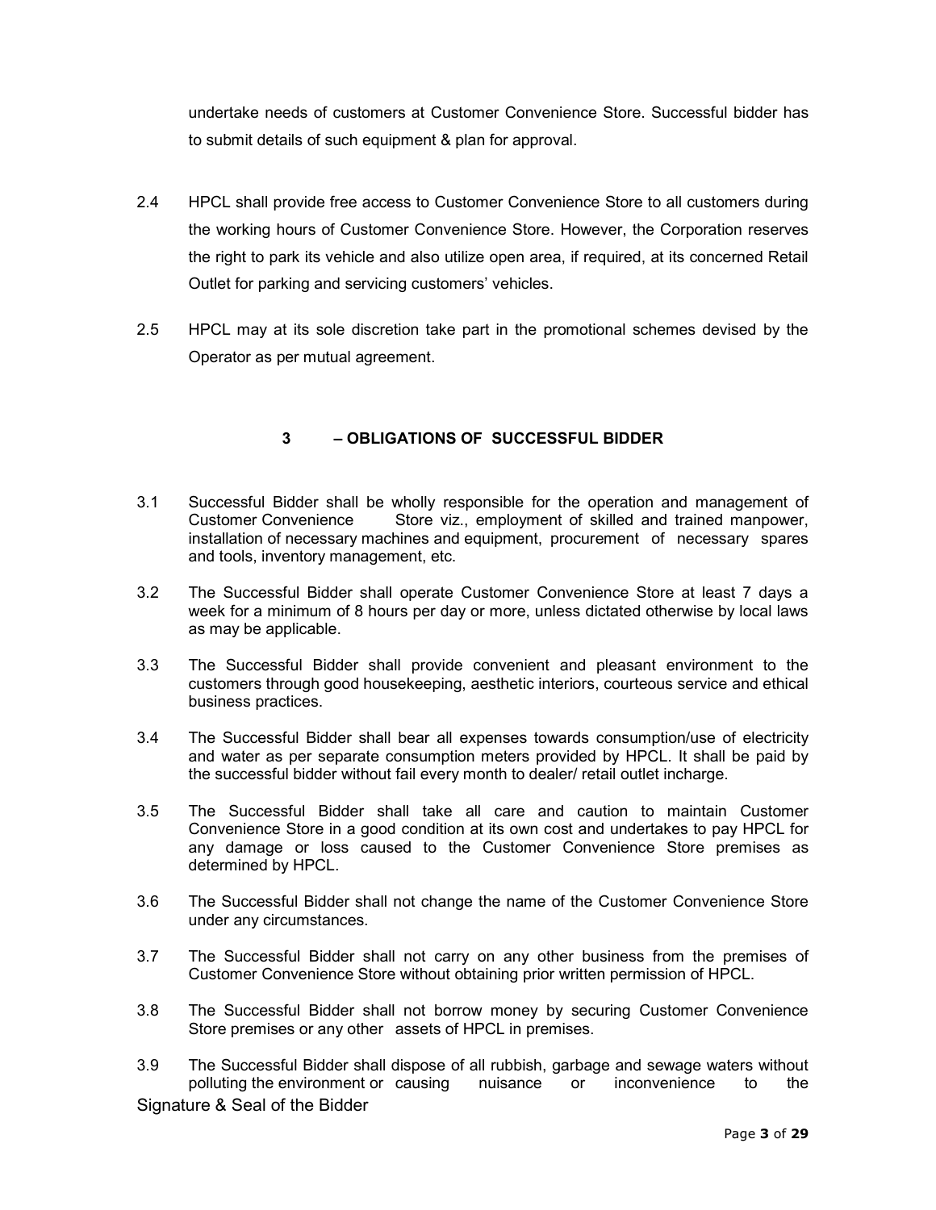undertake needs of customers at Customer Convenience Store. Successful bidder has to submit details of such equipment & plan for approval.

2.4 HPCL shall provide free access to Customer Convenience Store to all customers during the working hours of Customer Convenience Store. However, the Corporation reserves the right to park its vehicle and also utilize open area, if required, at its concerned Retail Outlet for parking and servicing customers' vehicles.

2.5 HPCL may at its sole discretion take part in the promotional schemes devised by the Operator as per mutual agreement.

## 3 – OBLIGATIONS OF SUCCESSFUL BIDDER

3.1 Successful Bidder shall be wholly responsible for the operation and management of Customer Convenience Store viz., employment of skilled and trained manpower, installation of necessary machines and equipment, procurement of necessary spares and tools, inventory management, etc.

3.2 The Successful Bidder shall operate Customer Convenience Store at least 7 days a week for a minimum of 8 hours per day or more, unless dictated otherwise by local laws as may be applicable.

3.3 The Successful Bidder shall provide convenient and pleasant environment to the customers through good housekeeping, aesthetic interiors, courteous service and ethical business practices.

3.4 The Successful Bidder shall bear all expenses towards consumption/use of electricity and water as per separate consumption meters provided by HPCL. It shall be paid by the successful bidder without fail every month to dealer/ retail outlet incharge.

3.5 The Successful Bidder shall take all care and caution to maintain Customer Convenience Store in a good condition at its own cost and undertakes to pay HPCL for any damage or loss caused to the Customer Convenience Store premises as determined by HPCL.

3.6 The Successful Bidder shall not change the name of the Customer Convenience Store under any circumstances.

3.7 The Successful Bidder shall not carry on any other business from the premises of Customer Convenience Store without obtaining prior written permission of HPCL.

3.8 The Successful Bidder shall not borrow money by securing Customer Convenience Store premises or any other assets of HPCL in premises.

3.9 The Successful Bidder shall dispose of all rubbish, garbage and sewage waters without polluting the environment or causing nuisance or inconvenience to the

Signature & Seal of the Bidder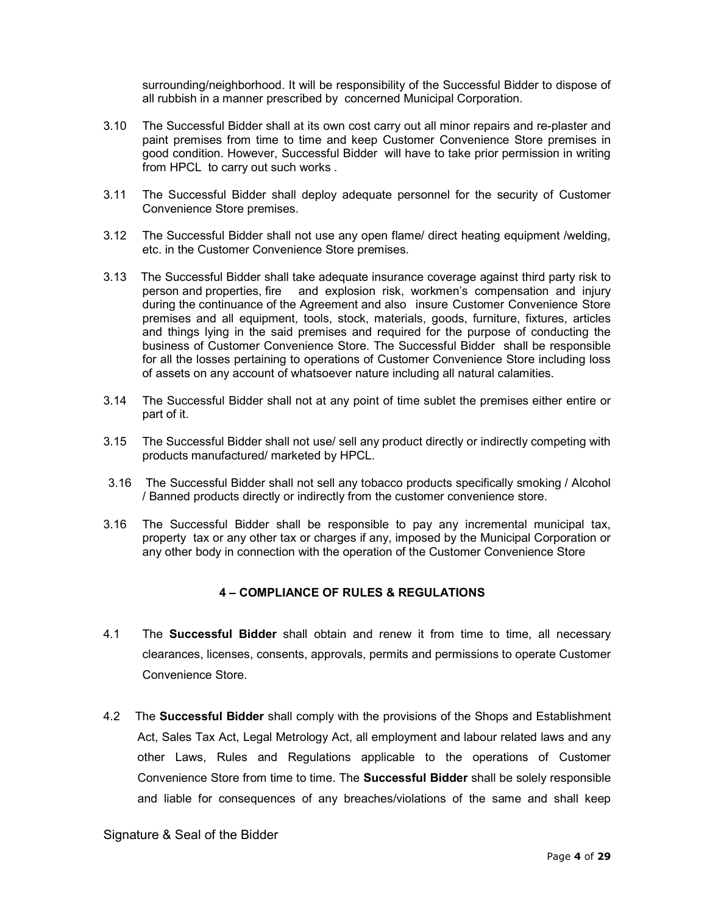surrounding/neighborhood. It will be responsibility of the Successful Bidder to dispose of all rubbish in a manner prescribed by concerned Municipal Corporation.

3.10 The Successful Bidder shall at its own cost carry out all minor repairs and re-plaster and paint premises from time to time and keep Customer Convenience Store premises in good condition. However, Successful Bidder will have to take prior permission in writing from HPCL to carry out such works .

3.11 The Successful Bidder shall deploy adequate personnel for the security of Customer Convenience Store premises.

3.12 The Successful Bidder shall not use any open flame/ direct heating equipment /welding, etc. in the Customer Convenience Store premises.

3.13 The Successful Bidder shall take adequate insurance coverage against third party risk to person and properties, fire and explosion risk, workmen's compensation and injury during the continuance of the Agreement and also insure Customer Convenience Store premises and all equipment, tools, stock, materials, goods, furniture, fixtures, articles and things lying in the said premises and required for the purpose of conducting the business of Customer Convenience Store. The Successful Bidder shall be responsible for all the losses pertaining to operations of Customer Convenience Store including loss of assets on any account of whatsoever nature including all natural calamities.

3.14 The Successful Bidder shall not at any point of time sublet the premises either entire or part of it.

3.15 The Successful Bidder shall not use/ sell any product directly or indirectly competing with products manufactured/ marketed by HPCL.

3.16 The Successful Bidder shall not sell any tobacco products specifically smoking / Alcohol / Banned products directly or indirectly from the customer convenience store.

3.16 The Successful Bidder shall be responsible to pay any incremental municipal tax, property tax or any other tax or charges if any, imposed by the Municipal Corporation or any other body in connection with the operation of the Customer Convenience Store

## 4 – COMPLIANCE OF RULES & REGULATIONS

4.1 The **Successful Bidder** shall obtain and renew it from time to time, all necessary clearances, licenses, consents, approvals, permits and permissions to operate Customer Convenience Store.

4.2 The **Successful Bidder** shall comply with the provisions of the Shops and Establishment Act, Sales Tax Act, Legal Metrology Act, all employment and labour related laws and any other Laws, Rules and Regulations applicable to the operations of Customer Convenience Store from time to time. The **Successful Bidder** shall be solely responsible and liable for consequences of any breaches/violations of the same and shall keep

Signature & Seal of the Bidder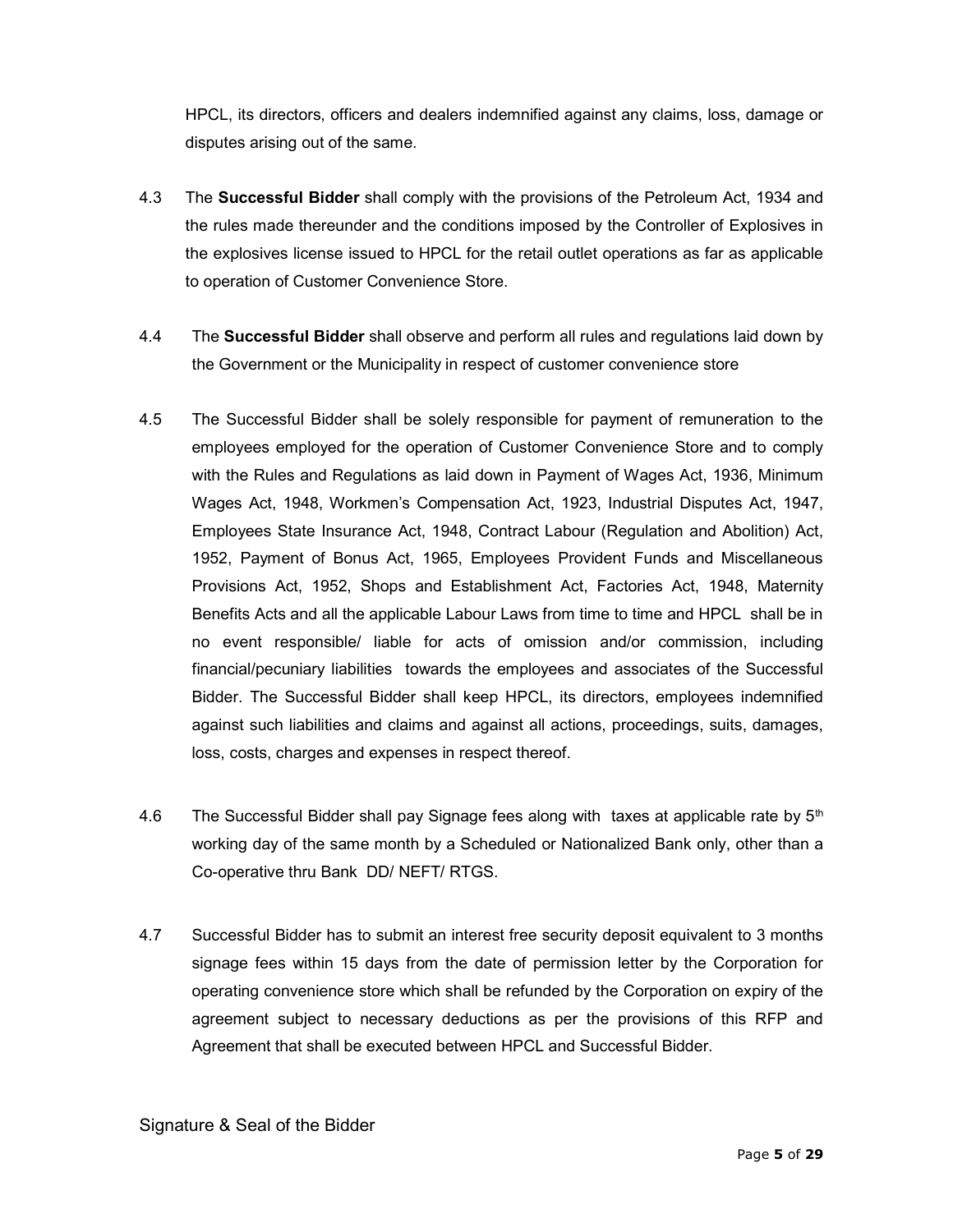HPCL, its directors, officers and dealers indemnified against any claims, loss, damage or disputes arising out of the same.

4.3 The **Successful Bidder** shall comply with the provisions of the Petroleum Act, 1934 and the rules made thereunder and the conditions imposed by the Controller of Explosives in the explosives license issued to HPCL for the retail outlet operations as far as applicable to operation of Customer Convenience Store.

4.4 The **Successful Bidder** shall observe and perform all rules and regulations laid down by the Government or the Municipality in respect of customer convenience store

4.5 The Successful Bidder shall be solely responsible for payment of remuneration to the employees employed for the operation of Customer Convenience Store and to comply with the Rules and Regulations as laid down in Payment of Wages Act, 1936, Minimum Wages Act, 1948, Workmen's Compensation Act, 1923, Industrial Disputes Act, 1947, Employees State Insurance Act, 1948, Contract Labour (Regulation and Abolition) Act, 1952, Payment of Bonus Act, 1965, Employees Provident Funds and Miscellaneous Provisions Act, 1952, Shops and Establishment Act, Factories Act, 1948, Maternity Benefits Acts and all the applicable Labour Laws from time to time and HPCL shall be in no event responsible/ liable for acts of omission and/or commission, including financial/pecuniary liabilities towards the employees and associates of the Successful Bidder. The Successful Bidder shall keep HPCL, its directors, employees indemnified against such liabilities and claims and against all actions, proceedings, suits, damages, loss, costs, charges and expenses in respect thereof.

4.6 The Successful Bidder shall pay Signage fees along with taxes at applicable rate by 5th working day of the same month by a Scheduled or Nationalized Bank only, other than a Co-operative thru Bank DD/ NEFT/ RTGS.

4.7 Successful Bidder has to submit an interest free security deposit equivalent to 3 months signage fees within 15 days from the date of permission letter by the Corporation for operating convenience store which shall be refunded by the Corporation on expiry of the agreement subject to necessary deductions as per the provisions of this RFP and Agreement that shall be executed between HPCL and Successful Bidder.

Signature & Seal of the Bidder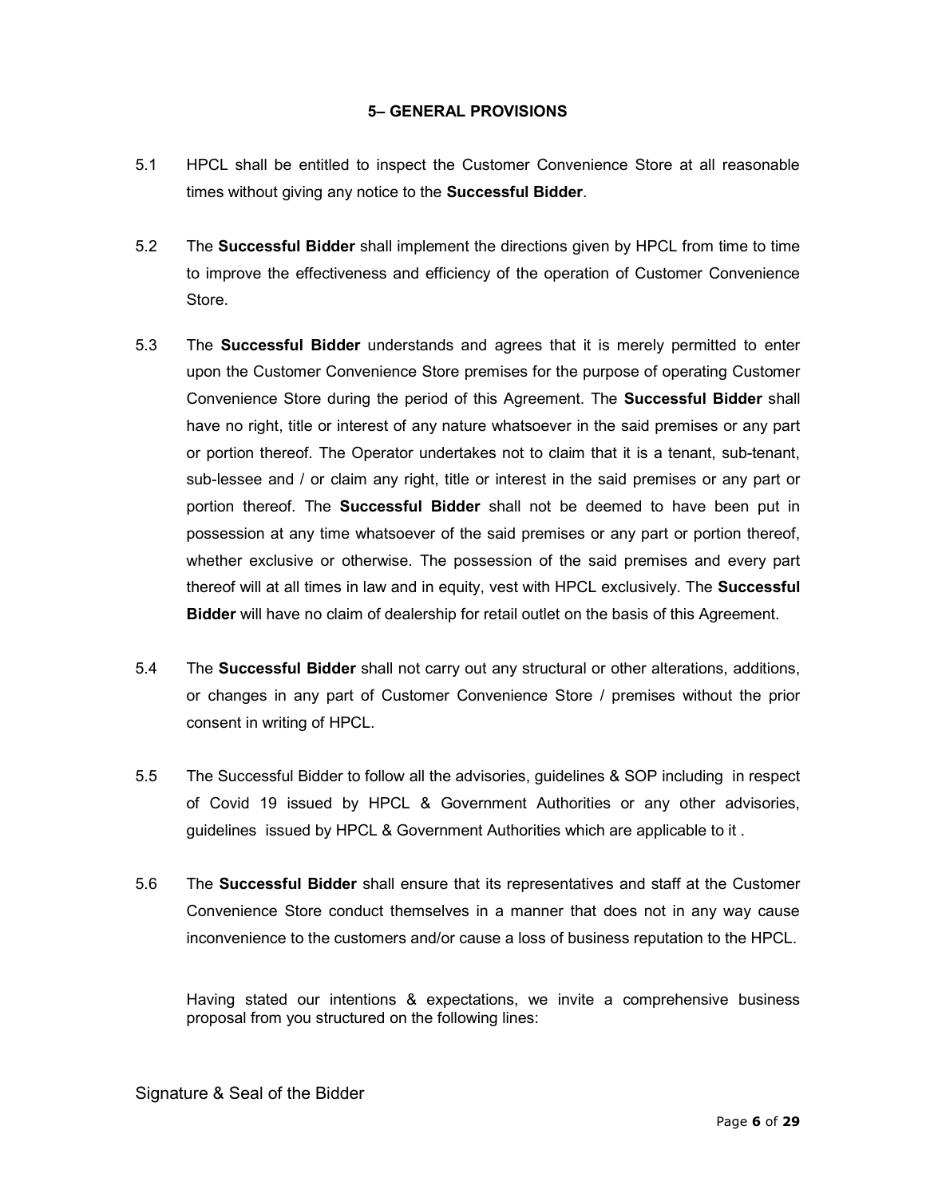## 5– GENERAL PROVISIONS

5.1 HPCL shall be entitled to inspect the Customer Convenience Store at all reasonable times without giving any notice to the **Successful Bidder**.

5.2 The **Successful Bidder** shall implement the directions given by HPCL from time to time to improve the effectiveness and efficiency of the operation of Customer Convenience Store.

5.3 The **Successful Bidder** understands and agrees that it is merely permitted to enter upon the Customer Convenience Store premises for the purpose of operating Customer Convenience Store during the period of this Agreement. The **Successful Bidder** shall have no right, title or interest of any nature whatsoever in the said premises or any part or portion thereof. The Operator undertakes not to claim that it is a tenant, sub-tenant, sub-lessee and / or claim any right, title or interest in the said premises or any part or portion thereof. The **Successful Bidder** shall not be deemed to have been put in possession at any time whatsoever of the said premises or any part or portion thereof, whether exclusive or otherwise. The possession of the said premises and every part thereof will at all times in law and in equity, vest with HPCL exclusively. The **Successful Bidder** will have no claim of dealership for retail outlet on the basis of this Agreement.

5.4 The **Successful Bidder** shall not carry out any structural or other alterations, additions, or changes in any part of Customer Convenience Store / premises without the prior consent in writing of HPCL.

5.5 The Successful Bidder to follow all the advisories, guidelines & SOP including in respect of Covid 19 issued by HPCL & Government Authorities or any other advisories, guidelines issued by HPCL & Government Authorities which are applicable to it .

5.6 The **Successful Bidder** shall ensure that its representatives and staff at the Customer Convenience Store conduct themselves in a manner that does not in any way cause inconvenience to the customers and/or cause a loss of business reputation to the HPCL.

Having stated our intentions & expectations, we invite a comprehensive business proposal from you structured on the following lines:

Signature & Seal of the Bidder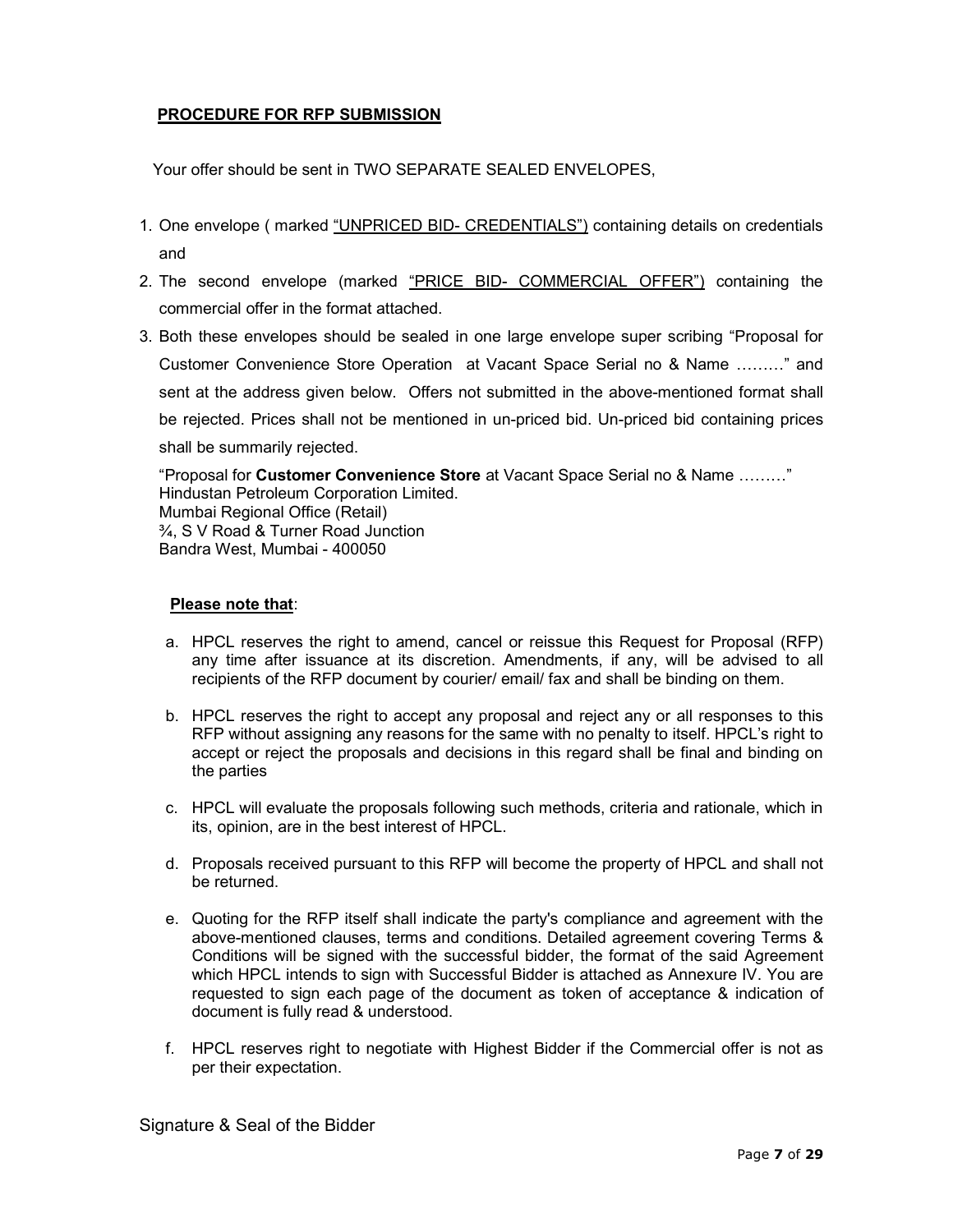**PROCEDURE FOR RFP SUBMISSION**

Your offer should be sent in TWO SEPARATE SEALED ENVELOPES,

1. One envelope ( marked "UNPRICED BID- CREDENTIALS") containing details on credentials and
2. The second envelope (marked "PRICE BID- COMMERCIAL OFFER") containing the commercial offer in the format attached.
3. Both these envelopes should be sealed in one large envelope super scribing "Proposal for Customer Convenience Store Operation at Vacant Space Serial no & Name ………" and sent at the address given below. Offers not submitted in the above-mentioned format shall be rejected. Prices shall not be mentioned in un-priced bid. Un-priced bid containing prices shall be summarily rejected.

"Proposal for **Customer Convenience Store** at Vacant Space Serial no & Name ………"
Hindustan Petroleum Corporation Limited.
Mumbai Regional Office (Retail)
¾, S V Road & Turner Road Junction
Bandra West, Mumbai - 400050

**Please note that**:

a. HPCL reserves the right to amend, cancel or reissue this Request for Proposal (RFP) any time after issuance at its discretion. Amendments, if any, will be advised to all recipients of the RFP document by courier/ email/ fax and shall be binding on them.

b. HPCL reserves the right to accept any proposal and reject any or all responses to this RFP without assigning any reasons for the same with no penalty to itself. HPCL's right to accept or reject the proposals and decisions in this regard shall be final and binding on the parties

c. HPCL will evaluate the proposals following such methods, criteria and rationale, which in its, opinion, are in the best interest of HPCL.

d. Proposals received pursuant to this RFP will become the property of HPCL and shall not be returned.

e. Quoting for the RFP itself shall indicate the party's compliance and agreement with the above-mentioned clauses, terms and conditions. Detailed agreement covering Terms & Conditions will be signed with the successful bidder, the format of the said Agreement which HPCL intends to sign with Successful Bidder is attached as Annexure IV. You are requested to sign each page of the document as token of acceptance & indication of document is fully read & understood.

f. HPCL reserves right to negotiate with Highest Bidder if the Commercial offer is not as per their expectation.

Signature & Seal of the Bidder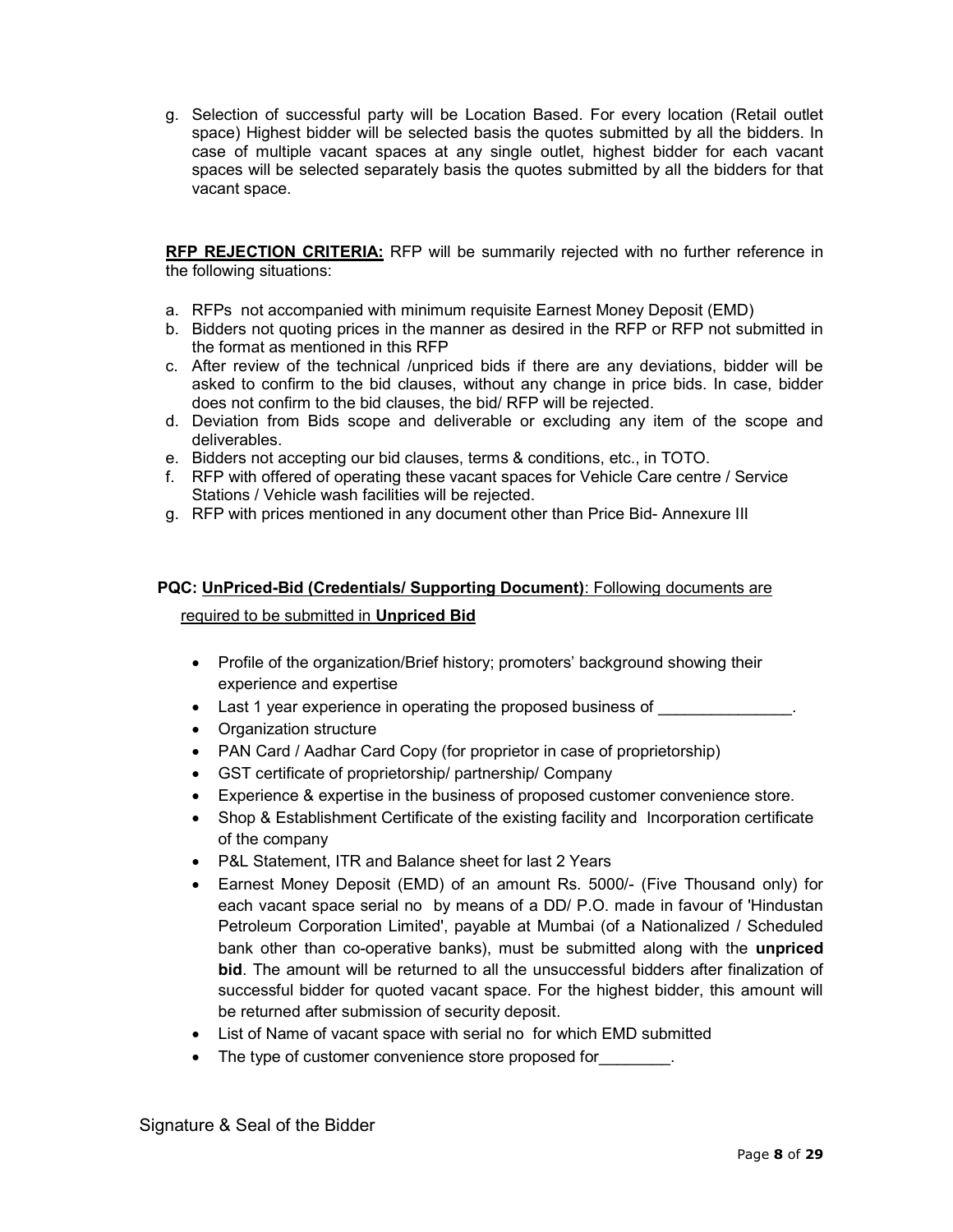g. Selection of successful party will be Location Based. For every location (Retail outlet space) Highest bidder will be selected basis the quotes submitted by all the bidders. In case of multiple vacant spaces at any single outlet, highest bidder for each vacant spaces will be selected separately basis the quotes submitted by all the bidders for that vacant space.

**<u>RFP REJECTION CRITERIA:</u>** RFP will be summarily rejected with no further reference in the following situations:

a. RFPs not accompanied with minimum requisite Earnest Money Deposit (EMD)
b. Bidders not quoting prices in the manner as desired in the RFP or RFP not submitted in the format as mentioned in this RFP
c. After review of the technical /unpriced bids if there are any deviations, bidder will be asked to confirm to the bid clauses, without any change in price bids. In case, bidder does not confirm to the bid clauses, the bid/ RFP will be rejected.
d. Deviation from Bids scope and deliverable or excluding any item of the scope and deliverables.
e. Bidders not accepting our bid clauses, terms & conditions, etc., in TOTO.
f. RFP with offered of operating these vacant spaces for Vehicle Care centre / Service Stations / Vehicle wash facilities will be rejected.
g. RFP with prices mentioned in any document other than Price Bid- Annexure III

**PQC: <u>UnPriced-Bid (Credentials/ Supporting Document)</u>**: <u>Following documents are required to be submitted in **Unpriced Bid**</u>

- Profile of the organization/Brief history; promoters' background showing their experience and expertise
- Last 1 year experience in operating the proposed business of _______________.
- Organization structure
- PAN Card / Aadhar Card Copy (for proprietor in case of proprietorship)
- GST certificate of proprietorship/ partnership/ Company
- Experience & expertise in the business of proposed customer convenience store.
- Shop & Establishment Certificate of the existing facility and Incorporation certificate of the company
- P&L Statement, ITR and Balance sheet for last 2 Years
- Earnest Money Deposit (EMD) of an amount Rs. 5000/- (Five Thousand only) for each vacant space serial no by means of a DD/ P.O. made in favour of 'Hindustan Petroleum Corporation Limited', payable at Mumbai (of a Nationalized / Scheduled bank other than co-operative banks), must be submitted along with the **unpriced bid**. The amount will be returned to all the unsuccessful bidders after finalization of successful bidder for quoted vacant space. For the highest bidder, this amount will be returned after submission of security deposit.
- List of Name of vacant space with serial no for which EMD submitted
- The type of customer convenience store proposed for________.

Signature & Seal of the Bidder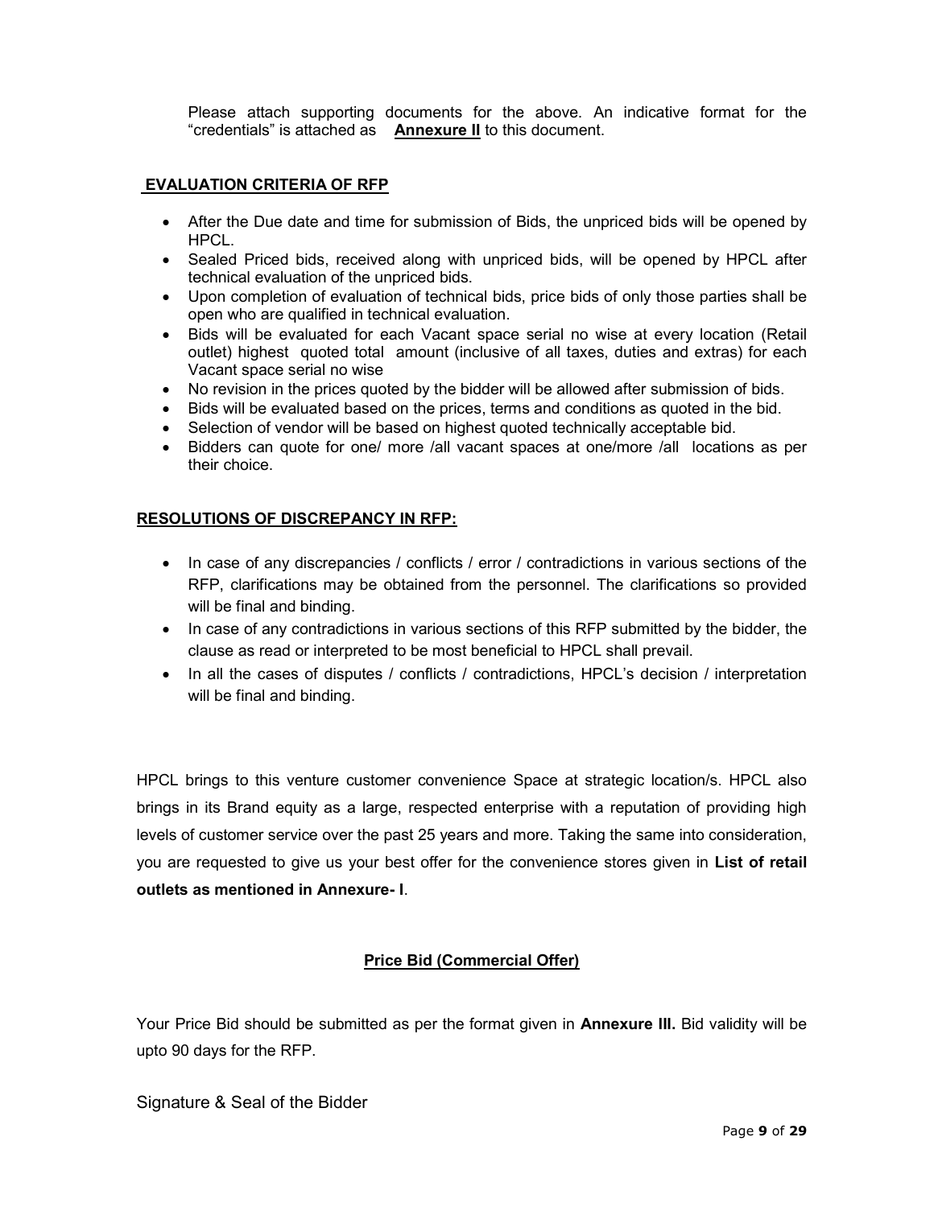Please attach supporting documents for the above. An indicative format for the "credentials" is attached as **Annexure II** to this document.

## EVALUATION CRITERIA OF RFP

- After the Due date and time for submission of Bids, the unpriced bids will be opened by HPCL.
- Sealed Priced bids, received along with unpriced bids, will be opened by HPCL after technical evaluation of the unpriced bids.
- Upon completion of evaluation of technical bids, price bids of only those parties shall be open who are qualified in technical evaluation.
- Bids will be evaluated for each Vacant space serial no wise at every location (Retail outlet) highest quoted total amount (inclusive of all taxes, duties and extras) for each Vacant space serial no wise
- No revision in the prices quoted by the bidder will be allowed after submission of bids.
- Bids will be evaluated based on the prices, terms and conditions as quoted in the bid.
- Selection of vendor will be based on highest quoted technically acceptable bid.
- Bidders can quote for one/ more /all vacant spaces at one/more /all locations as per their choice.

## RESOLUTIONS OF DISCREPANCY IN RFP:

- In case of any discrepancies / conflicts / error / contradictions in various sections of the RFP, clarifications may be obtained from the personnel. The clarifications so provided will be final and binding.
- In case of any contradictions in various sections of this RFP submitted by the bidder, the clause as read or interpreted to be most beneficial to HPCL shall prevail.
- In all the cases of disputes / conflicts / contradictions, HPCL's decision / interpretation will be final and binding.

HPCL brings to this venture customer convenience Space at strategic location/s. HPCL also brings in its Brand equity as a large, respected enterprise with a reputation of providing high levels of customer service over the past 25 years and more. Taking the same into consideration, you are requested to give us your best offer for the convenience stores given in **List of retail outlets as mentioned in Annexure- I**.

## Price Bid (Commercial Offer)

Your Price Bid should be submitted as per the format given in **Annexure III.** Bid validity will be upto 90 days for the RFP.

Signature & Seal of the Bidder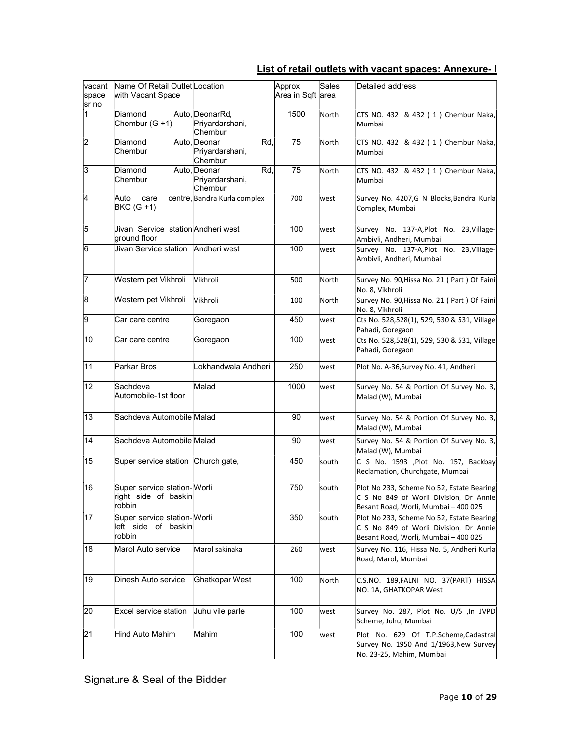**List of retail outlets with vacant spaces: Annexure- I**

| vacant space sr no | Name Of Retail Outlet with Vacant Space | Location | Approx Area in Sqft | Sales area | Detailed address |
|---|---|---|---|---|---|
| 1 | Diamond Auto, Chembur (G +1) | DeonarRd, Priyardarshani, Chembur | 1500 | North | CTS NO. 432 & 432 ( 1 ) Chembur Naka, Mumbai |
| 2 | Diamond Auto, Chembur | Deonar Rd, Priyardarshani, Chembur | 75 | North | CTS NO. 432 & 432 ( 1 ) Chembur Naka, Mumbai |
| 3 | Diamond Auto, Chembur | Deonar Rd, Priyardarshani, Chembur | 75 | North | CTS NO. 432 & 432 ( 1 ) Chembur Naka, Mumbai |
| 4 | Auto care centre, BKC (G +1) | Bandra Kurla complex | 700 | west | Survey No. 4207,G N Blocks,Bandra Kurla Complex, Mumbai |
| 5 | Jivan Service station ground floor | Andheri west | 100 | west | Survey No. 137-A,Plot No. 23,Village-Ambivli, Andheri, Mumbai |
| 6 | Jivan Service station | Andheri west | 100 | west | Survey No. 137-A,Plot No. 23,Village-Ambivli, Andheri, Mumbai |
| 7 | Western pet Vikhroli | Vikhroli | 500 | North | Survey No. 90,Hissa No. 21 ( Part ) Of Faini No. 8, Vikhroli |
| 8 | Western pet Vikhroli | Vikhroli | 100 | North | Survey No. 90,Hissa No. 21 ( Part ) Of Faini No. 8, Vikhroli |
| 9 | Car care centre | Goregaon | 450 | west | Cts No. 528,528(1), 529, 530 & 531, Village Pahadi, Goregaon |
| 10 | Car care centre | Goregaon | 100 | west | Cts No. 528,528(1), 529, 530 & 531, Village Pahadi, Goregaon |
| 11 | Parkar Bros | Lokhandwala Andheri | 250 | west | Plot No. A-36,Survey No. 41, Andheri |
| 12 | Sachdeva Automobile-1st floor | Malad | 1000 | west | Survey No. 54 & Portion Of Survey No. 3, Malad (W), Mumbai |
| 13 | Sachdeva Automobile | Malad | 90 | west | Survey No. 54 & Portion Of Survey No. 3, Malad (W), Mumbai |
| 14 | Sachdeva Automobile | Malad | 90 | west | Survey No. 54 & Portion Of Survey No. 3, Malad (W), Mumbai |
| 15 | Super service station | Church gate, | 450 | south | C S No. 1593 ,Plot No. 157, Backbay Reclamation, Churchgate, Mumbai |
| 16 | Super service station-right side of baskin robbin | Worli | 750 | south | Plot No 233, Scheme No 52, Estate Bearing C S No 849 of Worli Division, Dr Annie Besant Road, Worli, Mumbai – 400 025 |
| 17 | Super service station-left side of baskin robbin | Worli | 350 | south | Plot No 233, Scheme No 52, Estate Bearing C S No 849 of Worli Division, Dr Annie Besant Road, Worli, Mumbai – 400 025 |
| 18 | Marol Auto service | Marol sakinaka | 260 | west | Survey No. 116, Hissa No. 5, Andheri Kurla Road, Marol, Mumbai |
| 19 | Dinesh Auto service | Ghatkopar West | 100 | North | C.S.NO. 189,FALNI NO. 37(PART) HISSA NO. 1A, GHATKOPAR West |
| 20 | Excel service station | Juhu vile parle | 100 | west | Survey No. 287, Plot No. U/5 ,In JVPD Scheme, Juhu, Mumbai |
| 21 | Hind Auto Mahim | Mahim | 100 | west | Plot No. 629 Of T.P.Scheme,Cadastral Survey No. 1950 And 1/1963,New Survey No. 23-25, Mahim, Mumbai |

Signature & Seal of the Bidder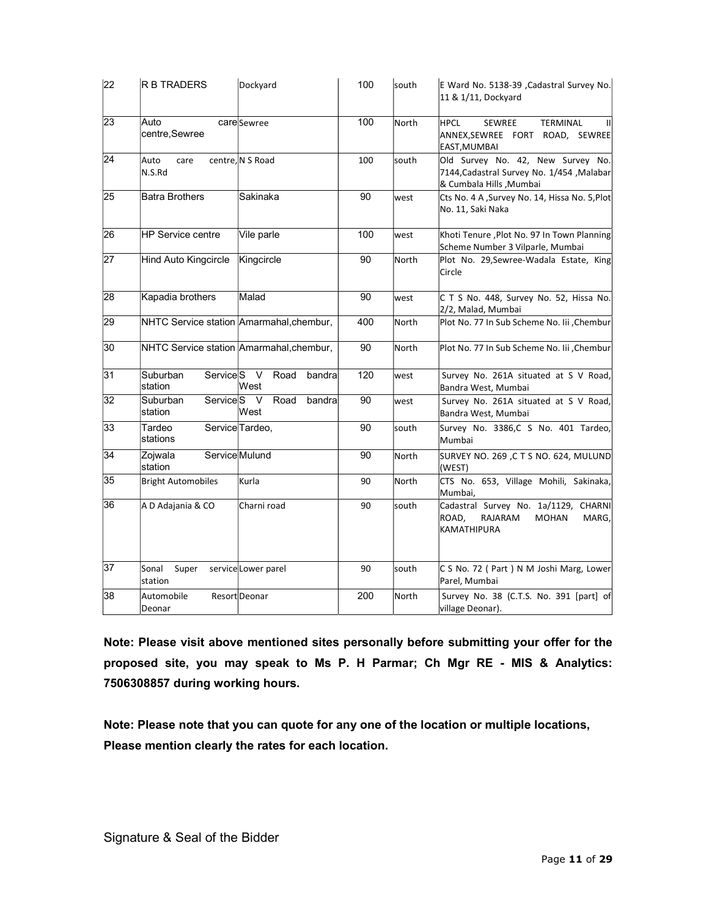| | | | | | |
|---|---|---|---|---|---|
| 22 | R B TRADERS | Dockyard | 100 | south | E Ward No. 5138-39 ,Cadastral Survey No. 11 & 1/11, Dockyard |
| 23 | Auto care centre,Sewree | Sewree | 100 | North | HPCL SEWREE TERMINAL II ANNEX,SEWREE FORT ROAD, SEWREE EAST,MUMBAI |
| 24 | Auto care centre, N.S.Rd | N S Road | 100 | south | Old Survey No. 42, New Survey No. 7144,Cadastral Survey No. 1/454 ,Malabar & Cumbala Hills ,Mumbai |
| 25 | Batra Brothers | Sakinaka | 90 | west | Cts No. 4 A ,Survey No. 14, Hissa No. 5,Plot No. 11, Saki Naka |
| 26 | HP Service centre | Vile parle | 100 | west | Khoti Tenure ,Plot No. 97 In Town Planning Scheme Number 3 Vilparle, Mumbai |
| 27 | Hind Auto Kingcircle | Kingcircle | 90 | North | Plot No. 29,Sewree-Wadala Estate, King Circle |
| 28 | Kapadia brothers | Malad | 90 | west | C T S No. 448, Survey No. 52, Hissa No. 2/2, Malad, Mumbai |
| 29 | NHTC Service station | Amarmahal,chembur, | 400 | North | Plot No. 77 In Sub Scheme No. Iii ,Chembur |
| 30 | NHTC Service station | Amarmahal,chembur, | 90 | North | Plot No. 77 In Sub Scheme No. Iii ,Chembur |
| 31 | Suburban Service station | S V Road bandra West | 120 | west | Survey No. 261A situated at S V Road, Bandra West, Mumbai |
| 32 | Suburban Service station | S V Road bandra West | 90 | west | Survey No. 261A situated at S V Road, Bandra West, Mumbai |
| 33 | Tardeo Service stations | Tardeo, | 90 | south | Survey No. 3386,C S No. 401 Tardeo, Mumbai |
| 34 | Zojwala Service station | Mulund | 90 | North | SURVEY NO. 269 ,C T S NO. 624, MULUND (WEST) |
| 35 | Bright Automobiles | Kurla | 90 | North | CTS No. 653, Village Mohili, Sakinaka, Mumbai, |
| 36 | A D Adajania & CO | Charni road | 90 | south | Cadastral Survey No. 1a/1129, CHARNI ROAD, RAJARAM MOHAN MARG, KAMATHIPURA |
| 37 | Sonal Super service station | Lower parel | 90 | south | C S No. 72 ( Part ) N M Joshi Marg, Lower Parel, Mumbai |
| 38 | Automobile Resort Deonar | Deonar | 200 | North | Survey No. 38 (C.T.S. No. 391 [part] of village Deonar). |

**Note: Please visit above mentioned sites personally before submitting your offer for the proposed site, you may speak to Ms P. H Parmar; Ch Mgr RE - MIS & Analytics: 7506308857 during working hours.**

**Note: Please note that you can quote for any one of the location or multiple locations, Please mention clearly the rates for each location.**

Signature & Seal of the Bidder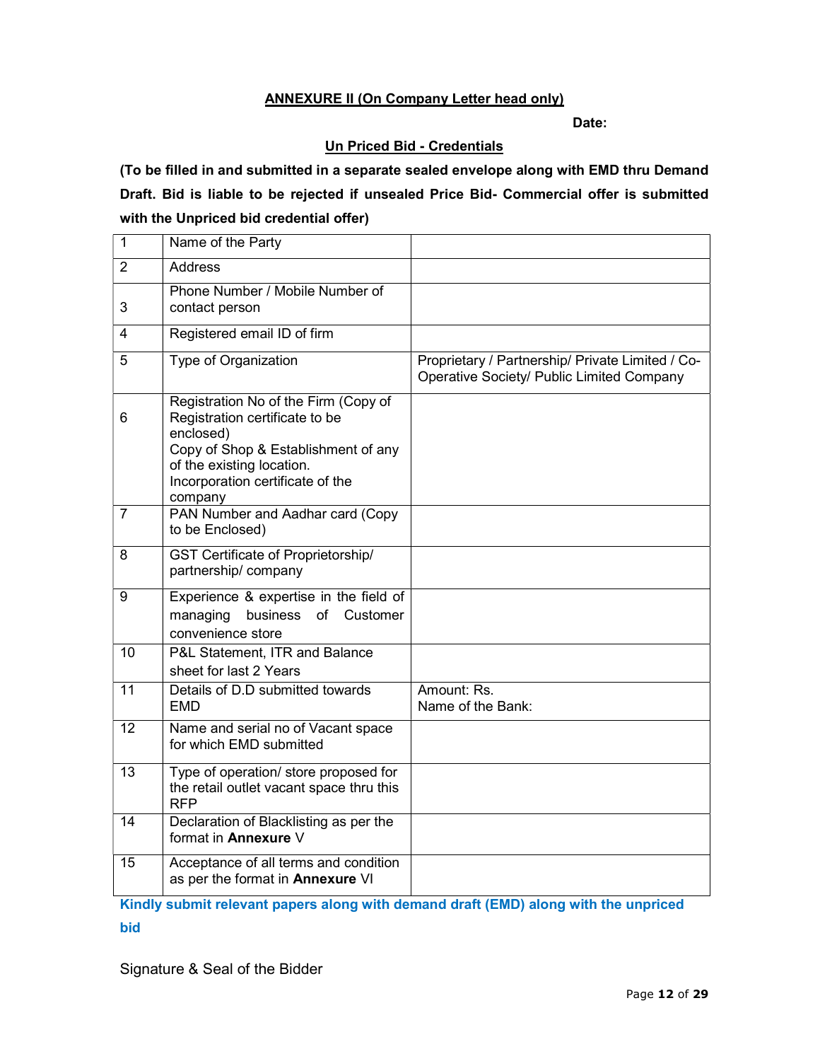**ANNEXURE II (On Company Letter head only)**

**Date:**

**Un Priced Bid - Credentials**

**(To be filled in and submitted in a separate sealed envelope along with EMD thru Demand Draft. Bid is liable to be rejected if unsealed Price Bid- Commercial offer is submitted with the Unpriced bid credential offer)**

| | | |
|---|---|---|
| 1 | Name of the Party | |
| 2 | Address | |
| 3 | Phone Number / Mobile Number of contact person | |
| 4 | Registered email ID of firm | |
| 5 | Type of Organization | Proprietary / Partnership/ Private Limited / Co-Operative Society/ Public Limited Company |
| 6 | Registration No of the Firm (Copy of Registration certificate to be enclosed)<br>Copy of Shop & Establishment of any of the existing location.<br>Incorporation certificate of the company | |
| 7 | PAN Number and Aadhar card (Copy to be Enclosed) | |
| 8 | GST Certificate of Proprietorship/ partnership/ company | |
| 9 | Experience & expertise in the field of managing business of Customer convenience store | |
| 10 | P&L Statement, ITR and Balance sheet for last 2 Years | |
| 11 | Details of D.D submitted towards EMD | Amount: Rs.<br>Name of the Bank: |
| 12 | Name and serial no of Vacant space for which EMD submitted | |
| 13 | Type of operation/ store proposed for the retail outlet vacant space thru this RFP | |
| 14 | Declaration of Blacklisting as per the format in **Annexure** V | |
| 15 | Acceptance of all terms and condition as per the format in **Annexure** VI | |

**Kindly submit relevant papers along with demand draft (EMD) along with the unpriced bid**

Signature & Seal of the Bidder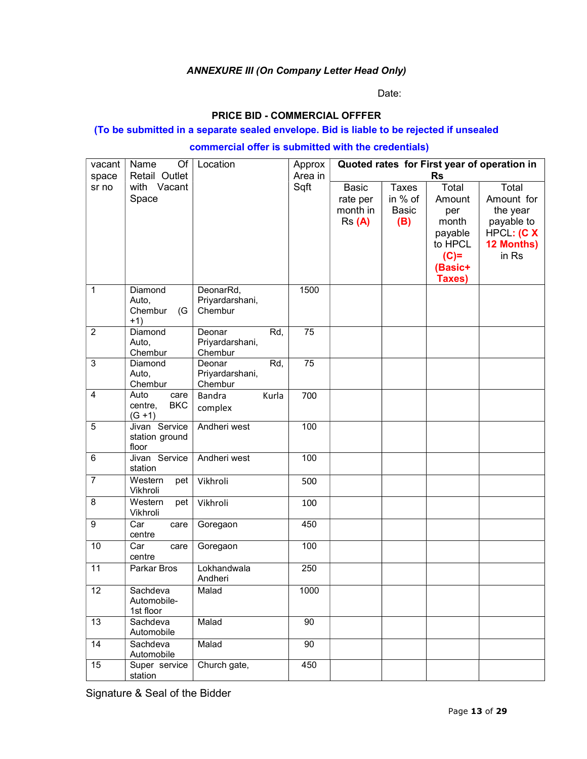*ANNEXURE III (On Company Letter Head Only)*

Date:

**PRICE BID - COMMERCIAL OFFFER**

**(To be submitted in a separate sealed envelope. Bid is liable to be rejected if unsealed commercial offer is submitted with the credentials)**

| vacant space sr no | Name Of Retail Outlet with Vacant Space | Location | Approx Area in Sqft | Quoted rates for First year of operation in Rs | | | |
|---|---|---|---|---|---|---|---|
| | | | | Basic rate per month in Rs **(A)** | Taxes in % of Basic **(B)** | Total Amount per month payable to HPCL **(C)= (Basic+ Taxes)** | Total Amount for the year payable to HPCL: **(C X 12 Months)** in Rs |
| 1 | Diamond Auto, Chembur (G +1) | DeonarRd, Priyardarshani, Chembur | 1500 | | | | |
| 2 | Diamond Auto, Chembur | Deonar Rd, Priyardarshani, Chembur | 75 | | | | |
| 3 | Diamond Auto, Chembur | Deonar Rd, Priyardarshani, Chembur | 75 | | | | |
| 4 | Auto care centre, BKC (G +1) | Bandra Kurla complex | 700 | | | | |
| 5 | Jivan Service station ground floor | Andheri west | 100 | | | | |
| 6 | Jivan Service station | Andheri west | 100 | | | | |
| 7 | Western pet Vikhroli | Vikhroli | 500 | | | | |
| 8 | Western pet Vikhroli | Vikhroli | 100 | | | | |
| 9 | Car care centre | Goregaon | 450 | | | | |
| 10 | Car care centre | Goregaon | 100 | | | | |
| 11 | Parkar Bros | Lokhandwala Andheri | 250 | | | | |
| 12 | Sachdeva Automobile- 1st floor | Malad | 1000 | | | | |
| 13 | Sachdeva Automobile | Malad | 90 | | | | |
| 14 | Sachdeva Automobile | Malad | 90 | | | | |
| 15 | Super service station | Church gate, | 450 | | | | |

Signature & Seal of the Bidder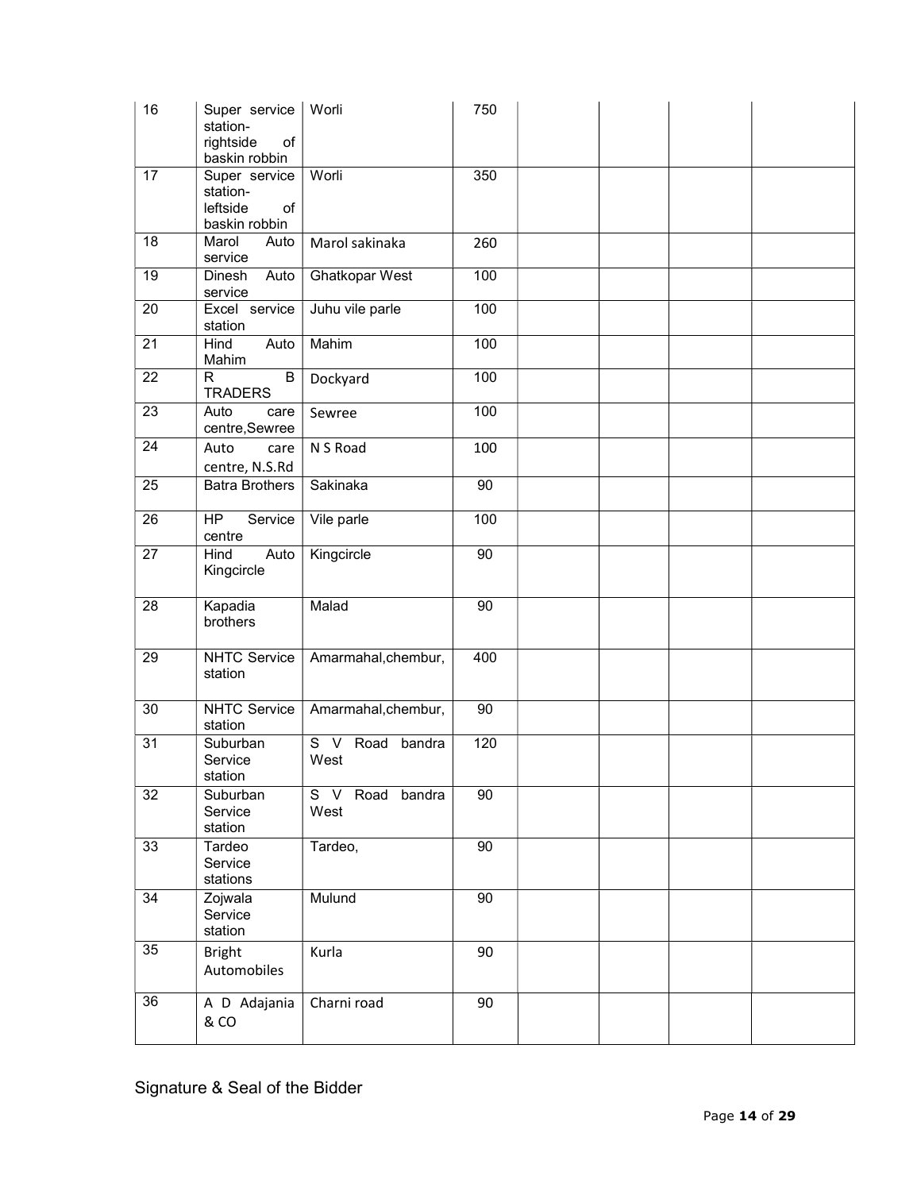| | | | | | | | |
|---|---|---|---|---|---|---|---|
| 16 | Super service station- rightside of baskin robbin | Worli | 750 | | | | |
| 17 | Super service station- leftside of baskin robbin | Worli | 350 | | | | |
| 18 | Marol Auto service | Marol sakinaka | 260 | | | | |
| 19 | Dinesh Auto service | Ghatkopar West | 100 | | | | |
| 20 | Excel service station | Juhu vile parle | 100 | | | | |
| 21 | Hind Auto Mahim | Mahim | 100 | | | | |
| 22 | R B TRADERS | Dockyard | 100 | | | | |
| 23 | Auto care centre,Sewree | Sewree | 100 | | | | |
| 24 | Auto care centre, N.S.Rd | N S Road | 100 | | | | |
| 25 | Batra Brothers | Sakinaka | 90 | | | | |
| 26 | HP Service centre | Vile parle | 100 | | | | |
| 27 | Hind Auto Kingcircle | Kingcircle | 90 | | | | |
| 28 | Kapadia brothers | Malad | 90 | | | | |
| 29 | NHTC Service station | Amarmahal,chembur, | 400 | | | | |
| 30 | NHTC Service station | Amarmahal,chembur, | 90 | | | | |
| 31 | Suburban Service station | S V Road bandra West | 120 | | | | |
| 32 | Suburban Service station | S V Road bandra West | 90 | | | | |
| 33 | Tardeo Service stations | Tardeo, | 90 | | | | |
| 34 | Zojwala Service station | Mulund | 90 | | | | |
| 35 | Bright Automobiles | Kurla | 90 | | | | |
| 36 | A D Adajania & CO | Charni road | 90 | | | | |

Signature & Seal of the Bidder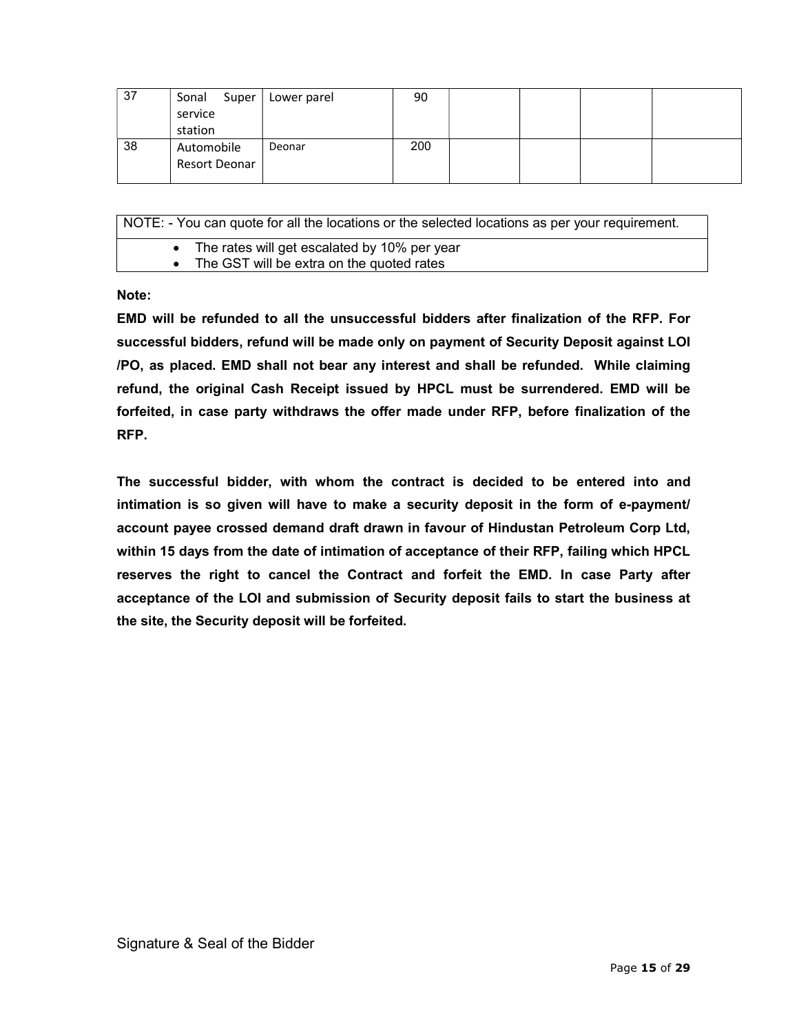| | | | | | | | |
|---|---|---|---|---|---|---|---|
| 37 | Sonal Super service station | Lower parel | 90 | | | | |
| 38 | Automobile Resort Deonar | Deonar | 200 | | | | |

| NOTE: - You can quote for all the locations or the selected locations as per your requirement. |
|---|
| • The rates will get escalated by 10% per year<br>• The GST will be extra on the quoted rates |

**Note:**

**EMD will be refunded to all the unsuccessful bidders after finalization of the RFP. For successful bidders, refund will be made only on payment of Security Deposit against LOI /PO, as placed. EMD shall not bear any interest and shall be refunded. While claiming refund, the original Cash Receipt issued by HPCL must be surrendered. EMD will be forfeited, in case party withdraws the offer made under RFP, before finalization of the RFP.**

**The successful bidder, with whom the contract is decided to be entered into and intimation is so given will have to make a security deposit in the form of e-payment/ account payee crossed demand draft drawn in favour of Hindustan Petroleum Corp Ltd, within 15 days from the date of intimation of acceptance of their RFP, failing which HPCL reserves the right to cancel the Contract and forfeit the EMD. In case Party after acceptance of the LOI and submission of Security deposit fails to start the business at the site, the Security deposit will be forfeited.**

Signature & Seal of the Bidder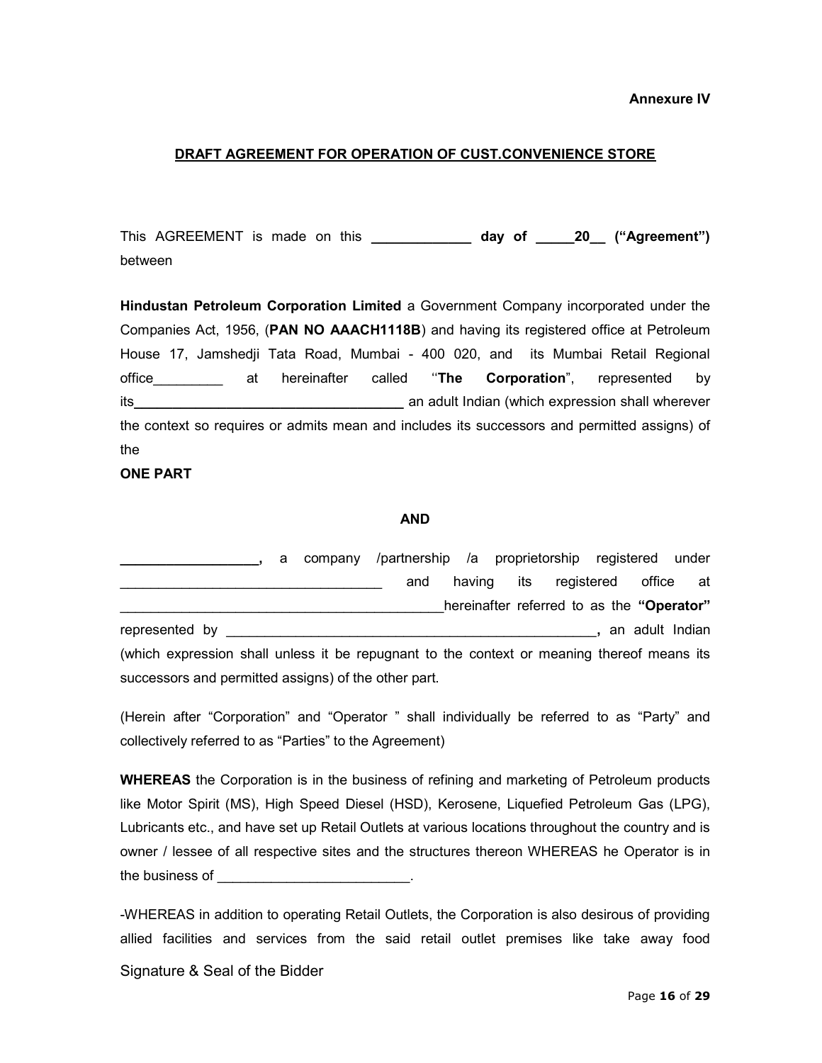**Annexure IV**

## DRAFT AGREEMENT FOR OPERATION OF CUST.CONVENIENCE STORE

This AGREEMENT is made on this **_____________ day of _____20__ ("Agreement")** between

**Hindustan Petroleum Corporation Limited** a Government Company incorporated under the Companies Act, 1956, (**PAN NO AAACH1118B**) and having its registered office at Petroleum House 17, Jamshedji Tata Road, Mumbai - 400 020, and its Mumbai Retail Regional office_________ at hereinafter called "**The Corporation**", represented by its**____________________________________** an adult Indian (which expression shall wherever the context so requires or admits mean and includes its successors and permitted assigns) of the

**ONE PART**

**AND**

**__________________,** a company /partnership /a proprietorship registered under __________________________________ and having its registered office at __________________________________________hereinafter referred to as the **"Operator"** represented by _________________________________________________**,** an adult Indian (which expression shall unless it be repugnant to the context or meaning thereof means its successors and permitted assigns) of the other part.

(Herein after "Corporation" and "Operator " shall individually be referred to as "Party" and collectively referred to as "Parties" to the Agreement)

**WHEREAS** the Corporation is in the business of refining and marketing of Petroleum products like Motor Spirit (MS), High Speed Diesel (HSD), Kerosene, Liquefied Petroleum Gas (LPG), Lubricants etc., and have set up Retail Outlets at various locations throughout the country and is owner / lessee of all respective sites and the structures thereon WHEREAS he Operator is in the business of _________________________.

-WHEREAS in addition to operating Retail Outlets, the Corporation is also desirous of providing allied facilities and services from the said retail outlet premises like take away food

Signature & Seal of the Bidder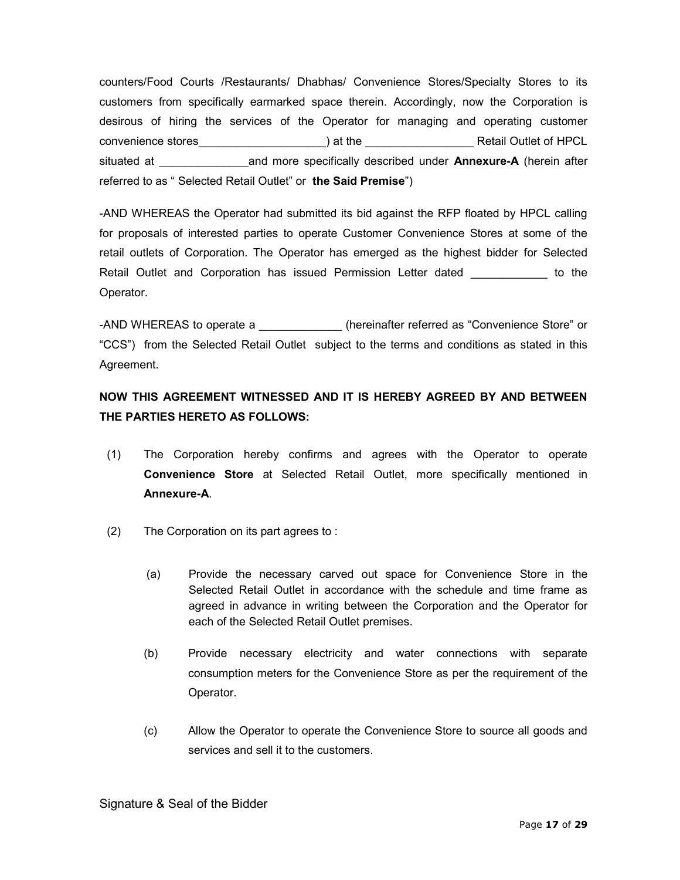counters/Food Courts /Restaurants/ Dhabhas/ Convenience Stores/Specialty Stores to its customers from specifically earmarked space therein. Accordingly, now the Corporation is desirous of hiring the services of the Operator for managing and operating customer convenience stores____________________) at the _________________ Retail Outlet of HPCL situated at ______________and more specifically described under **Annexure-A** (herein after referred to as " Selected Retail Outlet" or **the Said Premise**")

-AND WHEREAS the Operator had submitted its bid against the RFP floated by HPCL calling for proposals of interested parties to operate Customer Convenience Stores at some of the retail outlets of Corporation. The Operator has emerged as the highest bidder for Selected Retail Outlet and Corporation has issued Permission Letter dated ____________ to the Operator.

-AND WHEREAS to operate a _____________ (hereinafter referred as "Convenience Store" or "CCS") from the Selected Retail Outlet subject to the terms and conditions as stated in this Agreement.

**NOW THIS AGREEMENT WITNESSED AND IT IS HEREBY AGREED BY AND BETWEEN THE PARTIES HERETO AS FOLLOWS:**

(1) The Corporation hereby confirms and agrees with the Operator to operate **Convenience Store** at Selected Retail Outlet, more specifically mentioned in **Annexure-A**.

(2) The Corporation on its part agrees to :

(a) Provide the necessary carved out space for Convenience Store in the Selected Retail Outlet in accordance with the schedule and time frame as agreed in advance in writing between the Corporation and the Operator for each of the Selected Retail Outlet premises.

(b) Provide necessary electricity and water connections with separate consumption meters for the Convenience Store as per the requirement of the Operator.

(c) Allow the Operator to operate the Convenience Store to source all goods and services and sell it to the customers.

Signature & Seal of the Bidder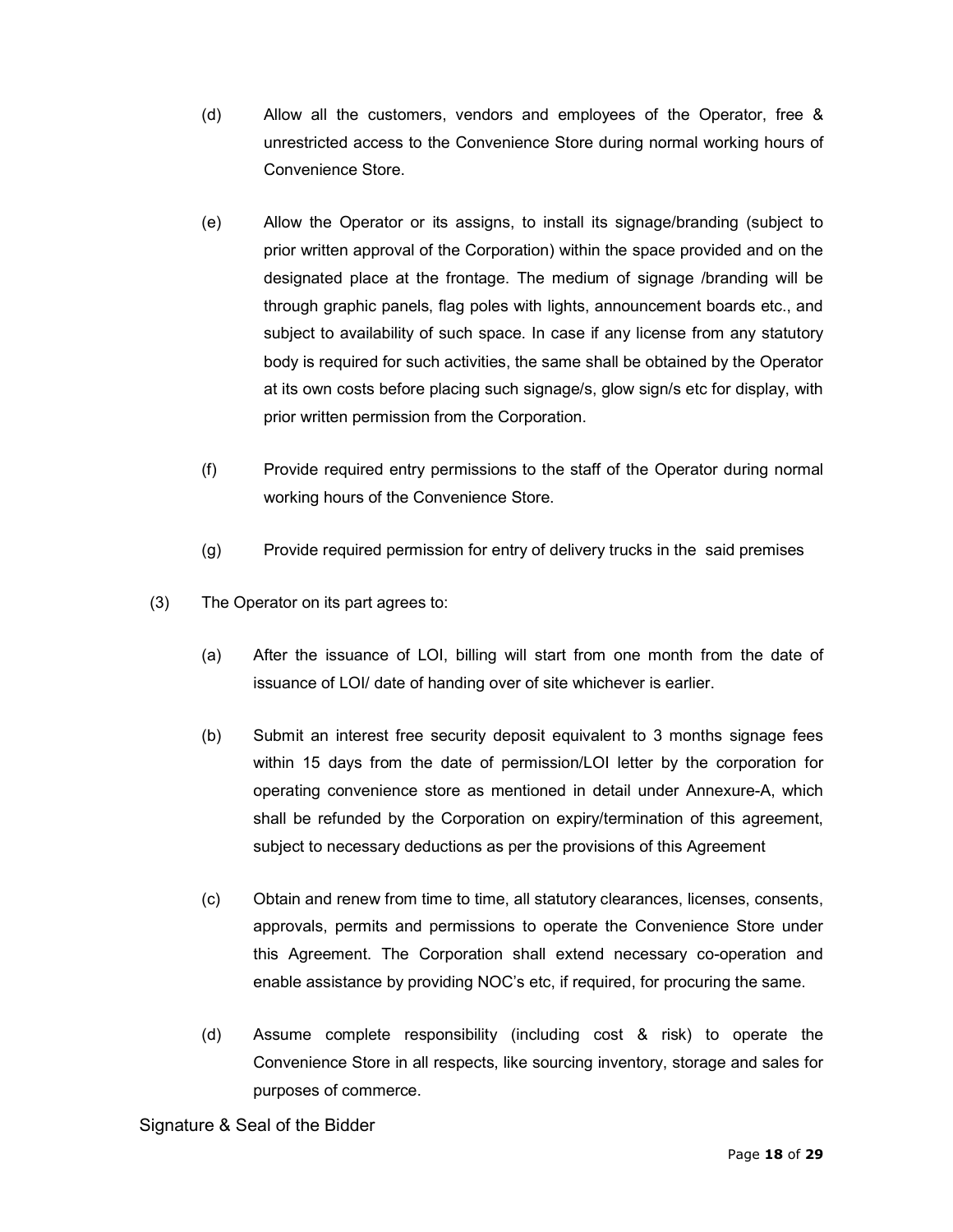(d) Allow all the customers, vendors and employees of the Operator, free & unrestricted access to the Convenience Store during normal working hours of Convenience Store.

(e) Allow the Operator or its assigns, to install its signage/branding (subject to prior written approval of the Corporation) within the space provided and on the designated place at the frontage. The medium of signage /branding will be through graphic panels, flag poles with lights, announcement boards etc., and subject to availability of such space. In case if any license from any statutory body is required for such activities, the same shall be obtained by the Operator at its own costs before placing such signage/s, glow sign/s etc for display, with prior written permission from the Corporation.

(f) Provide required entry permissions to the staff of the Operator during normal working hours of the Convenience Store.

(g) Provide required permission for entry of delivery trucks in the said premises

(3) The Operator on its part agrees to:

(a) After the issuance of LOI, billing will start from one month from the date of issuance of LOI/ date of handing over of site whichever is earlier.

(b) Submit an interest free security deposit equivalent to 3 months signage fees within 15 days from the date of permission/LOI letter by the corporation for operating convenience store as mentioned in detail under Annexure-A, which shall be refunded by the Corporation on expiry/termination of this agreement, subject to necessary deductions as per the provisions of this Agreement

(c) Obtain and renew from time to time, all statutory clearances, licenses, consents, approvals, permits and permissions to operate the Convenience Store under this Agreement. The Corporation shall extend necessary co-operation and enable assistance by providing NOC's etc, if required, for procuring the same.

(d) Assume complete responsibility (including cost & risk) to operate the Convenience Store in all respects, like sourcing inventory, storage and sales for purposes of commerce.

Signature & Seal of the Bidder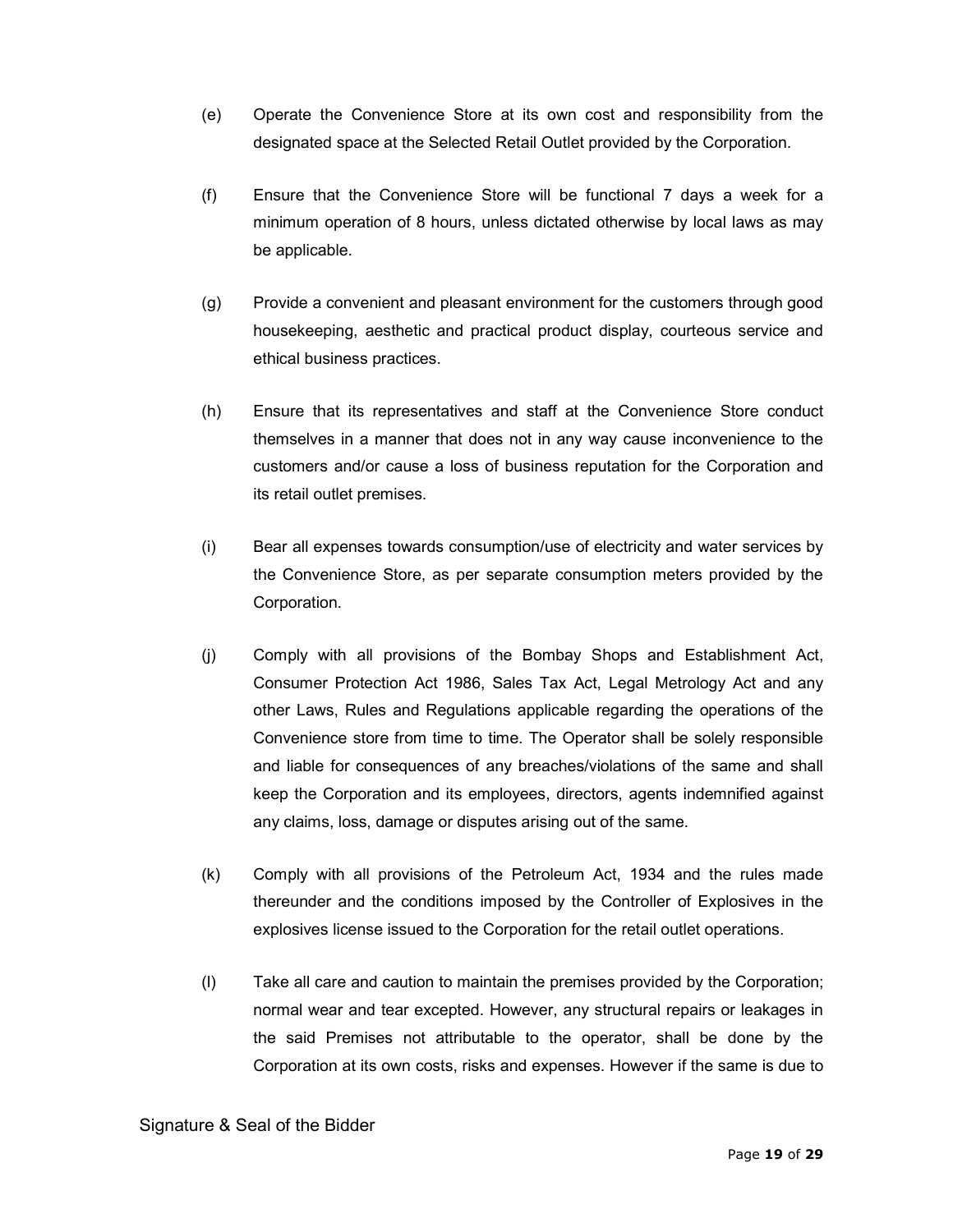(e) Operate the Convenience Store at its own cost and responsibility from the designated space at the Selected Retail Outlet provided by the Corporation.

(f) Ensure that the Convenience Store will be functional 7 days a week for a minimum operation of 8 hours, unless dictated otherwise by local laws as may be applicable.

(g) Provide a convenient and pleasant environment for the customers through good housekeeping, aesthetic and practical product display, courteous service and ethical business practices.

(h) Ensure that its representatives and staff at the Convenience Store conduct themselves in a manner that does not in any way cause inconvenience to the customers and/or cause a loss of business reputation for the Corporation and its retail outlet premises.

(i) Bear all expenses towards consumption/use of electricity and water services by the Convenience Store, as per separate consumption meters provided by the Corporation.

(j) Comply with all provisions of the Bombay Shops and Establishment Act, Consumer Protection Act 1986, Sales Tax Act, Legal Metrology Act and any other Laws, Rules and Regulations applicable regarding the operations of the Convenience store from time to time. The Operator shall be solely responsible and liable for consequences of any breaches/violations of the same and shall keep the Corporation and its employees, directors, agents indemnified against any claims, loss, damage or disputes arising out of the same.

(k) Comply with all provisions of the Petroleum Act, 1934 and the rules made thereunder and the conditions imposed by the Controller of Explosives in the explosives license issued to the Corporation for the retail outlet operations.

(l) Take all care and caution to maintain the premises provided by the Corporation; normal wear and tear excepted. However, any structural repairs or leakages in the said Premises not attributable to the operator, shall be done by the Corporation at its own costs, risks and expenses. However if the same is due to

Signature & Seal of the Bidder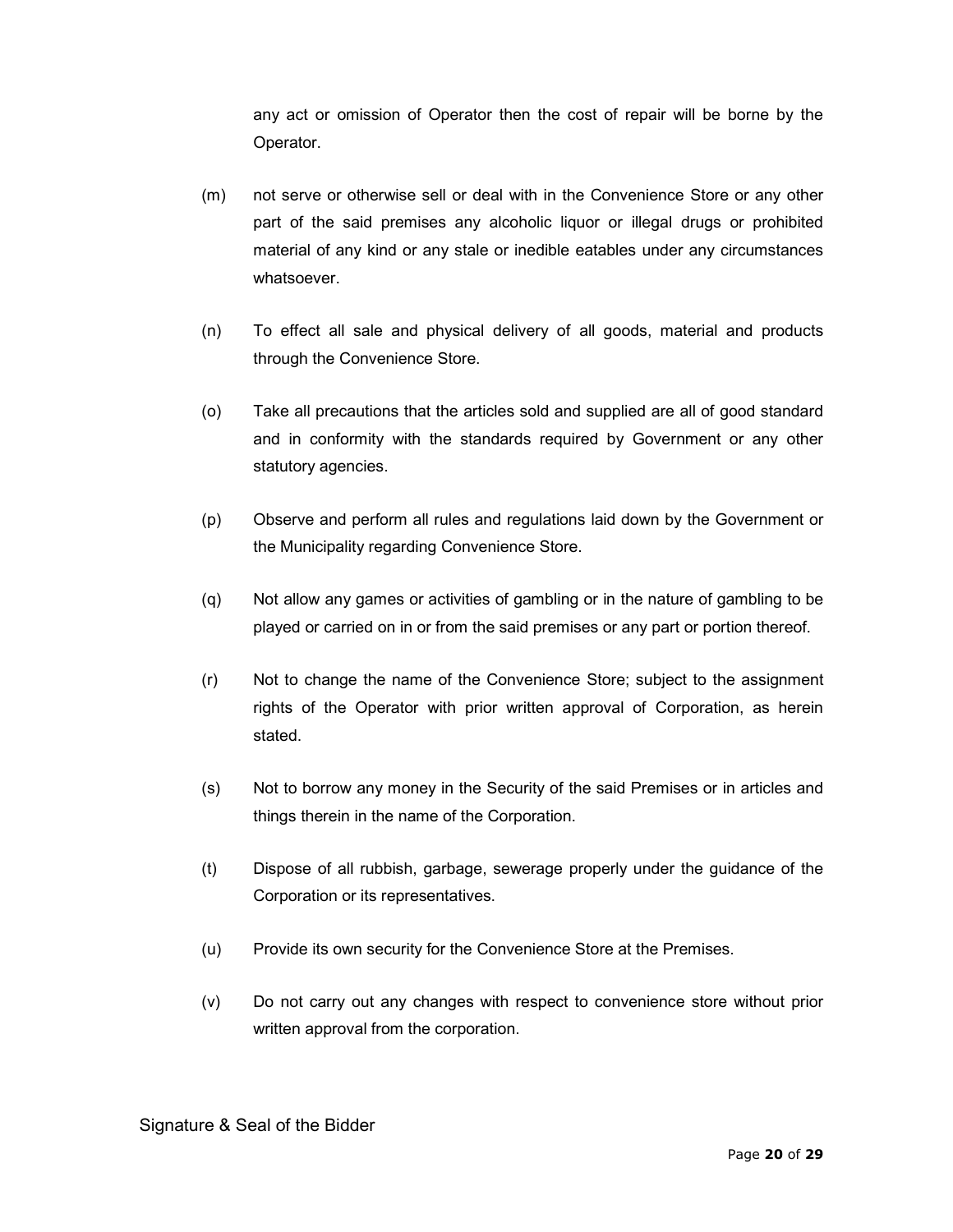any act or omission of Operator then the cost of repair will be borne by the Operator.

(m) not serve or otherwise sell or deal with in the Convenience Store or any other part of the said premises any alcoholic liquor or illegal drugs or prohibited material of any kind or any stale or inedible eatables under any circumstances whatsoever.

(n) To effect all sale and physical delivery of all goods, material and products through the Convenience Store.

(o) Take all precautions that the articles sold and supplied are all of good standard and in conformity with the standards required by Government or any other statutory agencies.

(p) Observe and perform all rules and regulations laid down by the Government or the Municipality regarding Convenience Store.

(q) Not allow any games or activities of gambling or in the nature of gambling to be played or carried on in or from the said premises or any part or portion thereof.

(r) Not to change the name of the Convenience Store; subject to the assignment rights of the Operator with prior written approval of Corporation, as herein stated.

(s) Not to borrow any money in the Security of the said Premises or in articles and things therein in the name of the Corporation.

(t) Dispose of all rubbish, garbage, sewerage properly under the guidance of the Corporation or its representatives.

(u) Provide its own security for the Convenience Store at the Premises.

(v) Do not carry out any changes with respect to convenience store without prior written approval from the corporation.

Signature & Seal of the Bidder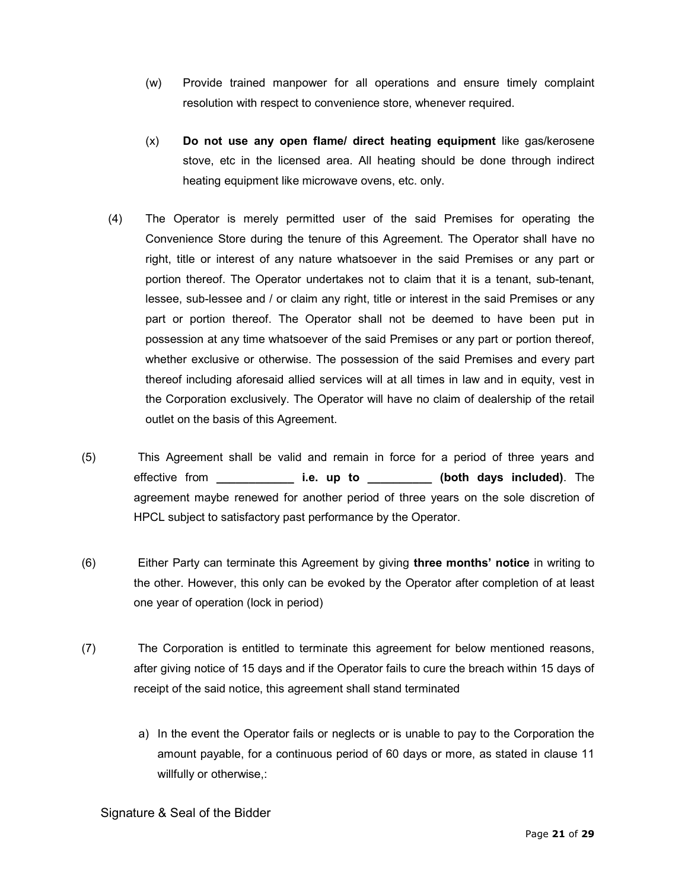(w) Provide trained manpower for all operations and ensure timely complaint resolution with respect to convenience store, whenever required.

(x) **Do not use any open flame/ direct heating equipment** like gas/kerosene stove, etc in the licensed area. All heating should be done through indirect heating equipment like microwave ovens, etc. only.

(4) The Operator is merely permitted user of the said Premises for operating the Convenience Store during the tenure of this Agreement. The Operator shall have no right, title or interest of any nature whatsoever in the said Premises or any part or portion thereof. The Operator undertakes not to claim that it is a tenant, sub-tenant, lessee, sub-lessee and / or claim any right, title or interest in the said Premises or any part or portion thereof. The Operator shall not be deemed to have been put in possession at any time whatsoever of the said Premises or any part or portion thereof, whether exclusive or otherwise. The possession of the said Premises and every part thereof including aforesaid allied services will at all times in law and in equity, vest in the Corporation exclusively. The Operator will have no claim of dealership of the retail outlet on the basis of this Agreement.

(5) This Agreement shall be valid and remain in force for a period of three years and effective from **____________ i.e. up to __________ (both days included)**. The agreement maybe renewed for another period of three years on the sole discretion of HPCL subject to satisfactory past performance by the Operator.

(6) Either Party can terminate this Agreement by giving **three months' notice** in writing to the other. However, this only can be evoked by the Operator after completion of at least one year of operation (lock in period)

(7) The Corporation is entitled to terminate this agreement for below mentioned reasons, after giving notice of 15 days and if the Operator fails to cure the breach within 15 days of receipt of the said notice, this agreement shall stand terminated

a) In the event the Operator fails or neglects or is unable to pay to the Corporation the amount payable, for a continuous period of 60 days or more, as stated in clause 11 willfully or otherwise,:

Signature & Seal of the Bidder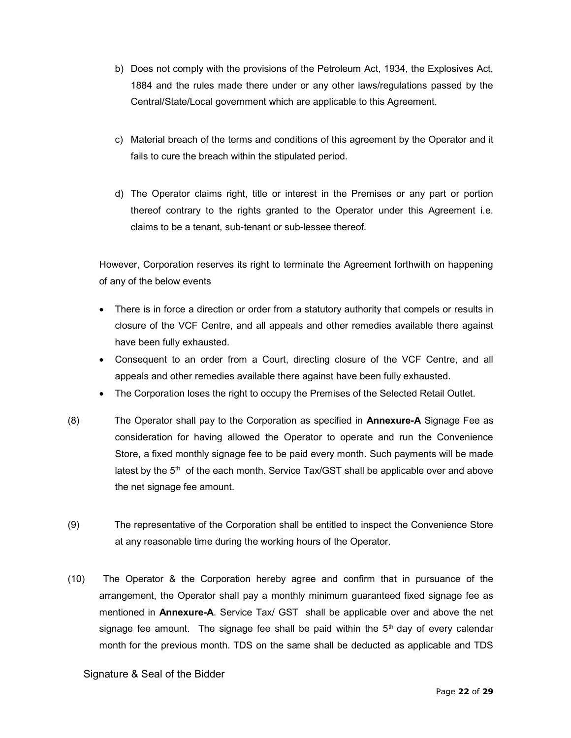b) Does not comply with the provisions of the Petroleum Act, 1934, the Explosives Act, 1884 and the rules made there under or any other laws/regulations passed by the Central/State/Local government which are applicable to this Agreement.

c) Material breach of the terms and conditions of this agreement by the Operator and it fails to cure the breach within the stipulated period.

d) The Operator claims right, title or interest in the Premises or any part or portion thereof contrary to the rights granted to the Operator under this Agreement i.e. claims to be a tenant, sub-tenant or sub-lessee thereof.

However, Corporation reserves its right to terminate the Agreement forthwith on happening of any of the below events

- There is in force a direction or order from a statutory authority that compels or results in closure of the VCF Centre, and all appeals and other remedies available there against have been fully exhausted.
- Consequent to an order from a Court, directing closure of the VCF Centre, and all appeals and other remedies available there against have been fully exhausted.
- The Corporation loses the right to occupy the Premises of the Selected Retail Outlet.

(8) The Operator shall pay to the Corporation as specified in **Annexure-A** Signage Fee as consideration for having allowed the Operator to operate and run the Convenience Store, a fixed monthly signage fee to be paid every month. Such payments will be made latest by the 5th of the each month. Service Tax/GST shall be applicable over and above the net signage fee amount.

(9) The representative of the Corporation shall be entitled to inspect the Convenience Store at any reasonable time during the working hours of the Operator.

(10) The Operator & the Corporation hereby agree and confirm that in pursuance of the arrangement, the Operator shall pay a monthly minimum guaranteed fixed signage fee as mentioned in **Annexure-A**. Service Tax/ GST shall be applicable over and above the net signage fee amount. The signage fee shall be paid within the 5th day of every calendar month for the previous month. TDS on the same shall be deducted as applicable and TDS

Signature & Seal of the Bidder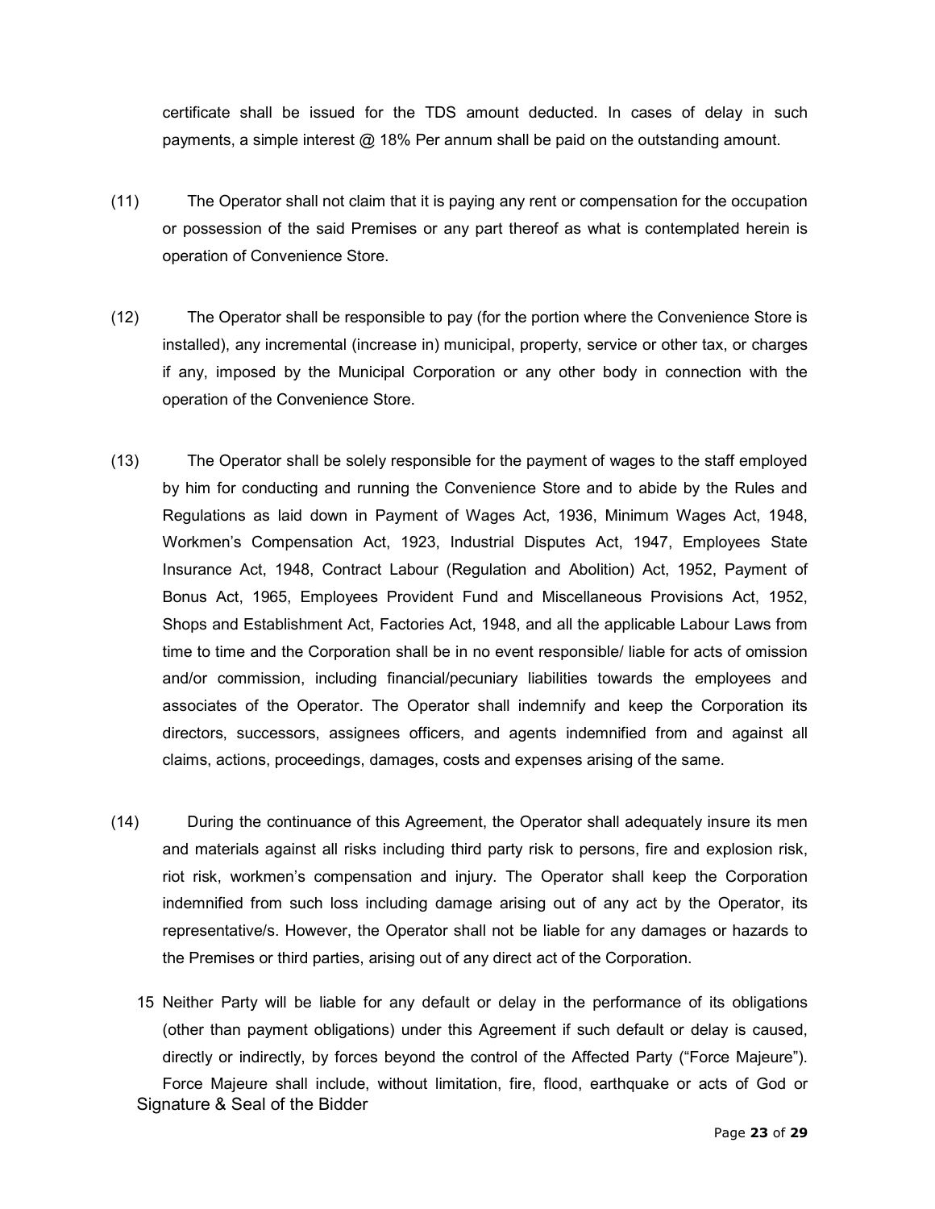certificate shall be issued for the TDS amount deducted. In cases of delay in such payments, a simple interest @ 18% Per annum shall be paid on the outstanding amount.

(11) The Operator shall not claim that it is paying any rent or compensation for the occupation or possession of the said Premises or any part thereof as what is contemplated herein is operation of Convenience Store.

(12) The Operator shall be responsible to pay (for the portion where the Convenience Store is installed), any incremental (increase in) municipal, property, service or other tax, or charges if any, imposed by the Municipal Corporation or any other body in connection with the operation of the Convenience Store.

(13) The Operator shall be solely responsible for the payment of wages to the staff employed by him for conducting and running the Convenience Store and to abide by the Rules and Regulations as laid down in Payment of Wages Act, 1936, Minimum Wages Act, 1948, Workmen's Compensation Act, 1923, Industrial Disputes Act, 1947, Employees State Insurance Act, 1948, Contract Labour (Regulation and Abolition) Act, 1952, Payment of Bonus Act, 1965, Employees Provident Fund and Miscellaneous Provisions Act, 1952, Shops and Establishment Act, Factories Act, 1948, and all the applicable Labour Laws from time to time and the Corporation shall be in no event responsible/ liable for acts of omission and/or commission, including financial/pecuniary liabilities towards the employees and associates of the Operator. The Operator shall indemnify and keep the Corporation its directors, successors, assignees officers, and agents indemnified from and against all claims, actions, proceedings, damages, costs and expenses arising of the same.

(14) During the continuance of this Agreement, the Operator shall adequately insure its men and materials against all risks including third party risk to persons, fire and explosion risk, riot risk, workmen's compensation and injury. The Operator shall keep the Corporation indemnified from such loss including damage arising out of any act by the Operator, its representative/s. However, the Operator shall not be liable for any damages or hazards to the Premises or third parties, arising out of any direct act of the Corporation.

15 Neither Party will be liable for any default or delay in the performance of its obligations (other than payment obligations) under this Agreement if such default or delay is caused, directly or indirectly, by forces beyond the control of the Affected Party ("Force Majeure"). Force Majeure shall include, without limitation, fire, flood, earthquake or acts of God or

Signature & Seal of the Bidder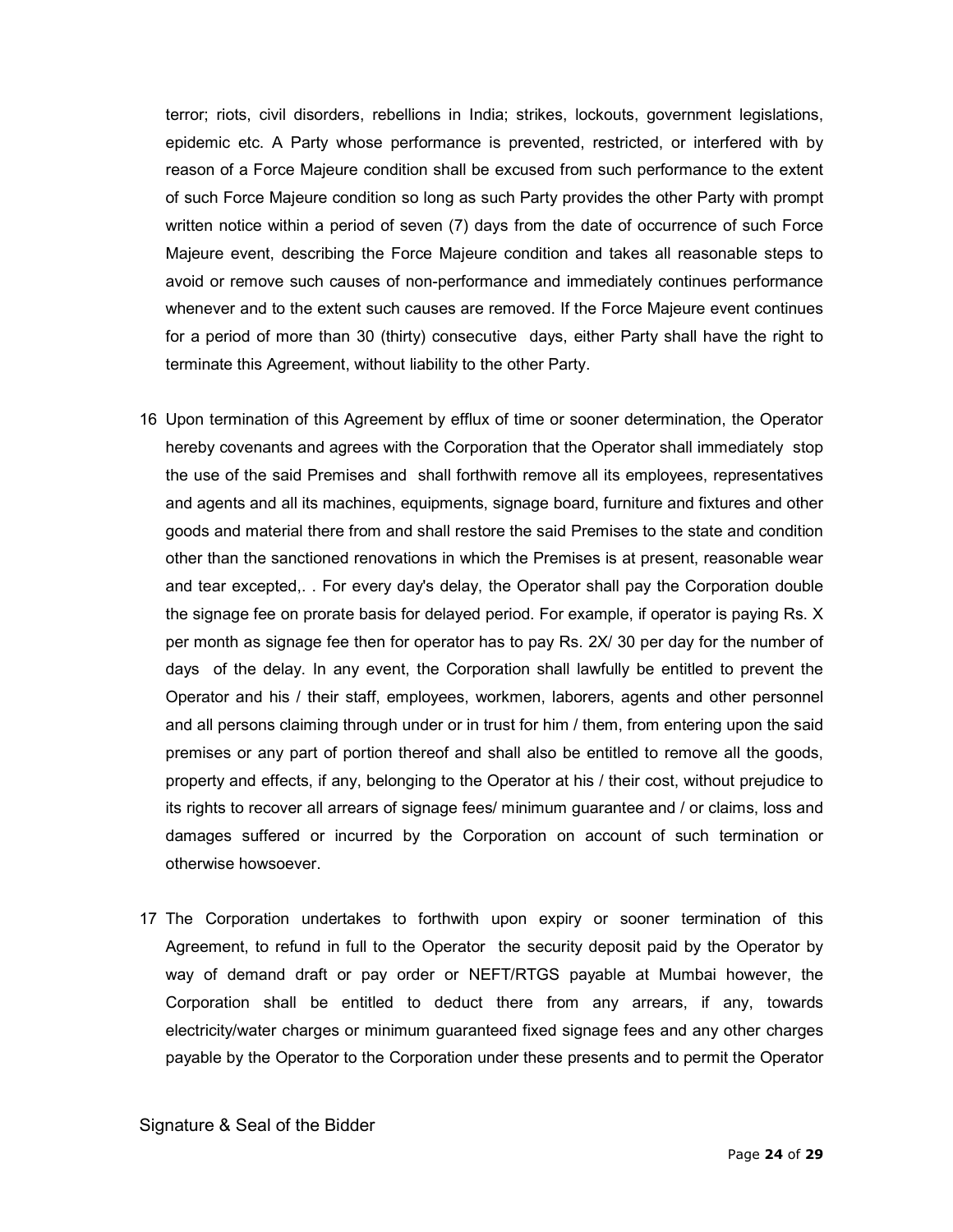terror; riots, civil disorders, rebellions in India; strikes, lockouts, government legislations, epidemic etc. A Party whose performance is prevented, restricted, or interfered with by reason of a Force Majeure condition shall be excused from such performance to the extent of such Force Majeure condition so long as such Party provides the other Party with prompt written notice within a period of seven (7) days from the date of occurrence of such Force Majeure event, describing the Force Majeure condition and takes all reasonable steps to avoid or remove such causes of non-performance and immediately continues performance whenever and to the extent such causes are removed. If the Force Majeure event continues for a period of more than 30 (thirty) consecutive days, either Party shall have the right to terminate this Agreement, without liability to the other Party.

16 Upon termination of this Agreement by efflux of time or sooner determination, the Operator hereby covenants and agrees with the Corporation that the Operator shall immediately stop the use of the said Premises and shall forthwith remove all its employees, representatives and agents and all its machines, equipments, signage board, furniture and fixtures and other goods and material there from and shall restore the said Premises to the state and condition other than the sanctioned renovations in which the Premises is at present, reasonable wear and tear excepted,. . For every day's delay, the Operator shall pay the Corporation double the signage fee on prorate basis for delayed period. For example, if operator is paying Rs. X per month as signage fee then for operator has to pay Rs. 2X/ 30 per day for the number of days of the delay. In any event, the Corporation shall lawfully be entitled to prevent the Operator and his / their staff, employees, workmen, laborers, agents and other personnel and all persons claiming through under or in trust for him / them, from entering upon the said premises or any part of portion thereof and shall also be entitled to remove all the goods, property and effects, if any, belonging to the Operator at his / their cost, without prejudice to its rights to recover all arrears of signage fees/ minimum guarantee and / or claims, loss and damages suffered or incurred by the Corporation on account of such termination or otherwise howsoever.

17 The Corporation undertakes to forthwith upon expiry or sooner termination of this Agreement, to refund in full to the Operator the security deposit paid by the Operator by way of demand draft or pay order or NEFT/RTGS payable at Mumbai however, the Corporation shall be entitled to deduct there from any arrears, if any, towards electricity/water charges or minimum guaranteed fixed signage fees and any other charges payable by the Operator to the Corporation under these presents and to permit the Operator

Signature & Seal of the Bidder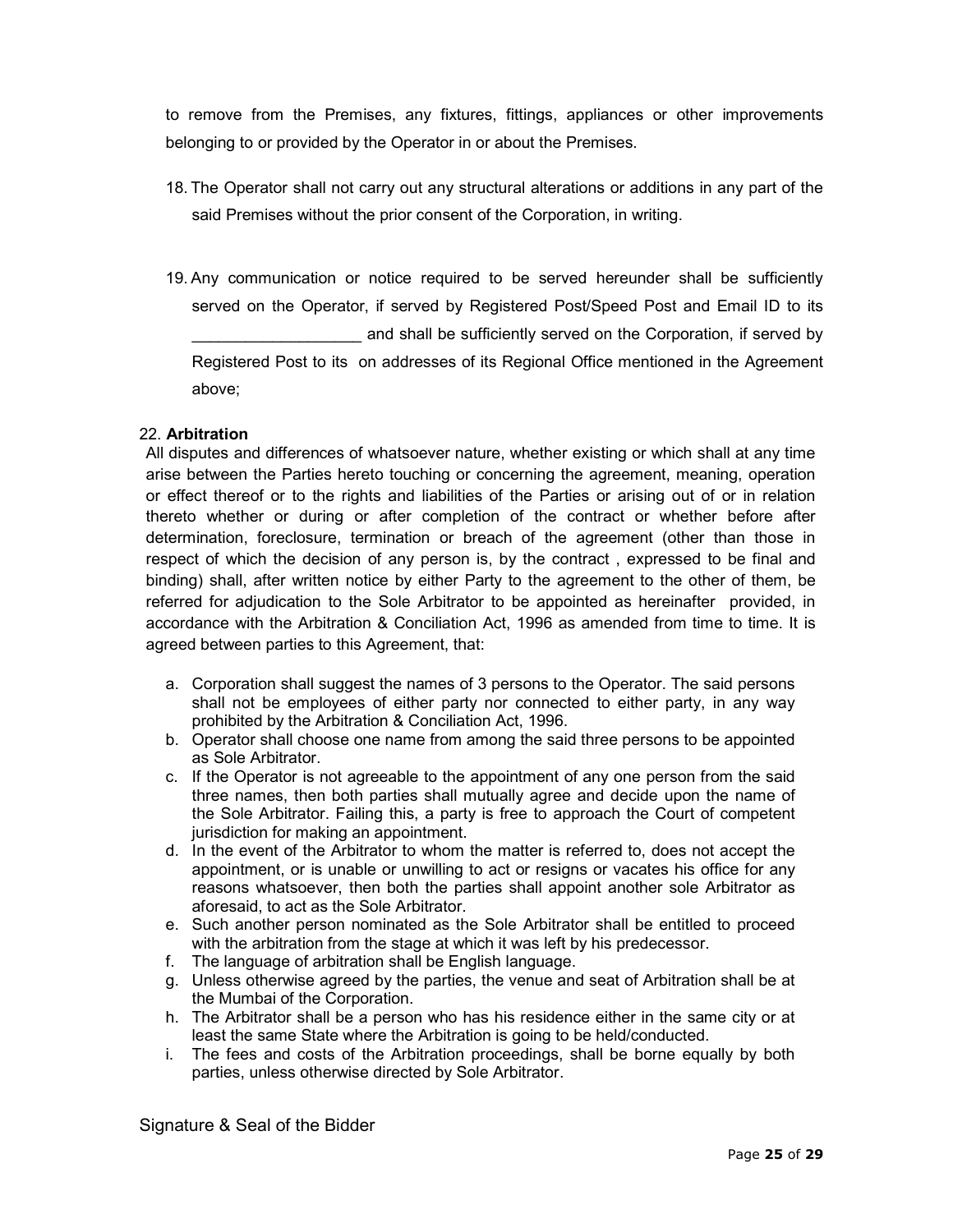to remove from the Premises, any fixtures, fittings, appliances or other improvements belonging to or provided by the Operator in or about the Premises.

18. The Operator shall not carry out any structural alterations or additions in any part of the said Premises without the prior consent of the Corporation, in writing.

19. Any communication or notice required to be served hereunder shall be sufficiently served on the Operator, if served by Registered Post/Speed Post and Email ID to its ___________________ and shall be sufficiently served on the Corporation, if served by Registered Post to its on addresses of its Regional Office mentioned in the Agreement above;

22. **Arbitration**

All disputes and differences of whatsoever nature, whether existing or which shall at any time arise between the Parties hereto touching or concerning the agreement, meaning, operation or effect thereof or to the rights and liabilities of the Parties or arising out of or in relation thereto whether or during or after completion of the contract or whether before after determination, foreclosure, termination or breach of the agreement (other than those in respect of which the decision of any person is, by the contract , expressed to be final and binding) shall, after written notice by either Party to the agreement to the other of them, be referred for adjudication to the Sole Arbitrator to be appointed as hereinafter provided, in accordance with the Arbitration & Conciliation Act, 1996 as amended from time to time. It is agreed between parties to this Agreement, that:

a. Corporation shall suggest the names of 3 persons to the Operator. The said persons shall not be employees of either party nor connected to either party, in any way prohibited by the Arbitration & Conciliation Act, 1996.
b. Operator shall choose one name from among the said three persons to be appointed as Sole Arbitrator.
c. If the Operator is not agreeable to the appointment of any one person from the said three names, then both parties shall mutually agree and decide upon the name of the Sole Arbitrator. Failing this, a party is free to approach the Court of competent jurisdiction for making an appointment.
d. In the event of the Arbitrator to whom the matter is referred to, does not accept the appointment, or is unable or unwilling to act or resigns or vacates his office for any reasons whatsoever, then both the parties shall appoint another sole Arbitrator as aforesaid, to act as the Sole Arbitrator.
e. Such another person nominated as the Sole Arbitrator shall be entitled to proceed with the arbitration from the stage at which it was left by his predecessor.
f. The language of arbitration shall be English language.
g. Unless otherwise agreed by the parties, the venue and seat of Arbitration shall be at the Mumbai of the Corporation.
h. The Arbitrator shall be a person who has his residence either in the same city or at least the same State where the Arbitration is going to be held/conducted.
i. The fees and costs of the Arbitration proceedings, shall be borne equally by both parties, unless otherwise directed by Sole Arbitrator.

Signature & Seal of the Bidder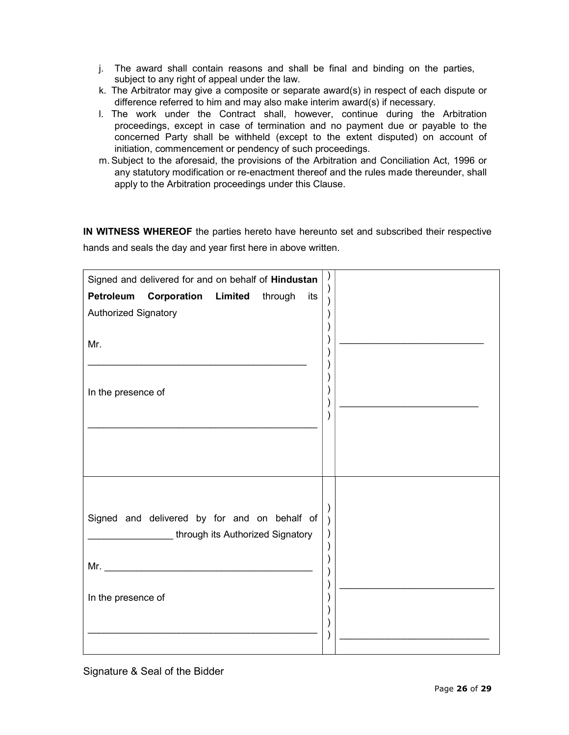j. The award shall contain reasons and shall be final and binding on the parties, subject to any right of appeal under the law.

k. The Arbitrator may give a composite or separate award(s) in respect of each dispute or difference referred to him and may also make interim award(s) if necessary.

l. The work under the Contract shall, however, continue during the Arbitration proceedings, except in case of termination and no payment due or payable to the concerned Party shall be withheld (except to the extent disputed) on account of initiation, commencement or pendency of such proceedings.

m. Subject to the aforesaid, the provisions of the Arbitration and Conciliation Act, 1996 or any statutory modification or re-enactment thereof and the rules made thereunder, shall apply to the Arbitration proceedings under this Clause.

**IN WITNESS WHEREOF** the parties hereto have hereunto set and subscribed their respective hands and seals the day and year first here in above written.

| | | |
|---|---|---|
| Signed and delivered for and on behalf of **Hindustan Petroleum Corporation Limited** through its Authorized Signatory<br><br>Mr.<br><br>____________________________________________<br><br>In the presence of<br><br>____________________________________________ | )<br>)<br>)<br>)<br>)<br>)<br>)<br>)<br>)<br>)<br>)<br>) | ____________________________<br><br>____________________________ |
| Signed and delivered by for and on behalf of ________________ through its Authorized Signatory<br><br>Mr. ________________________________________<br><br>In the presence of<br><br>____________________________________________ | )<br>)<br>)<br>)<br>)<br>)<br>)<br>)<br>)<br>)<br>) | ______________________________<br><br>______________________________ |

Signature & Seal of the Bidder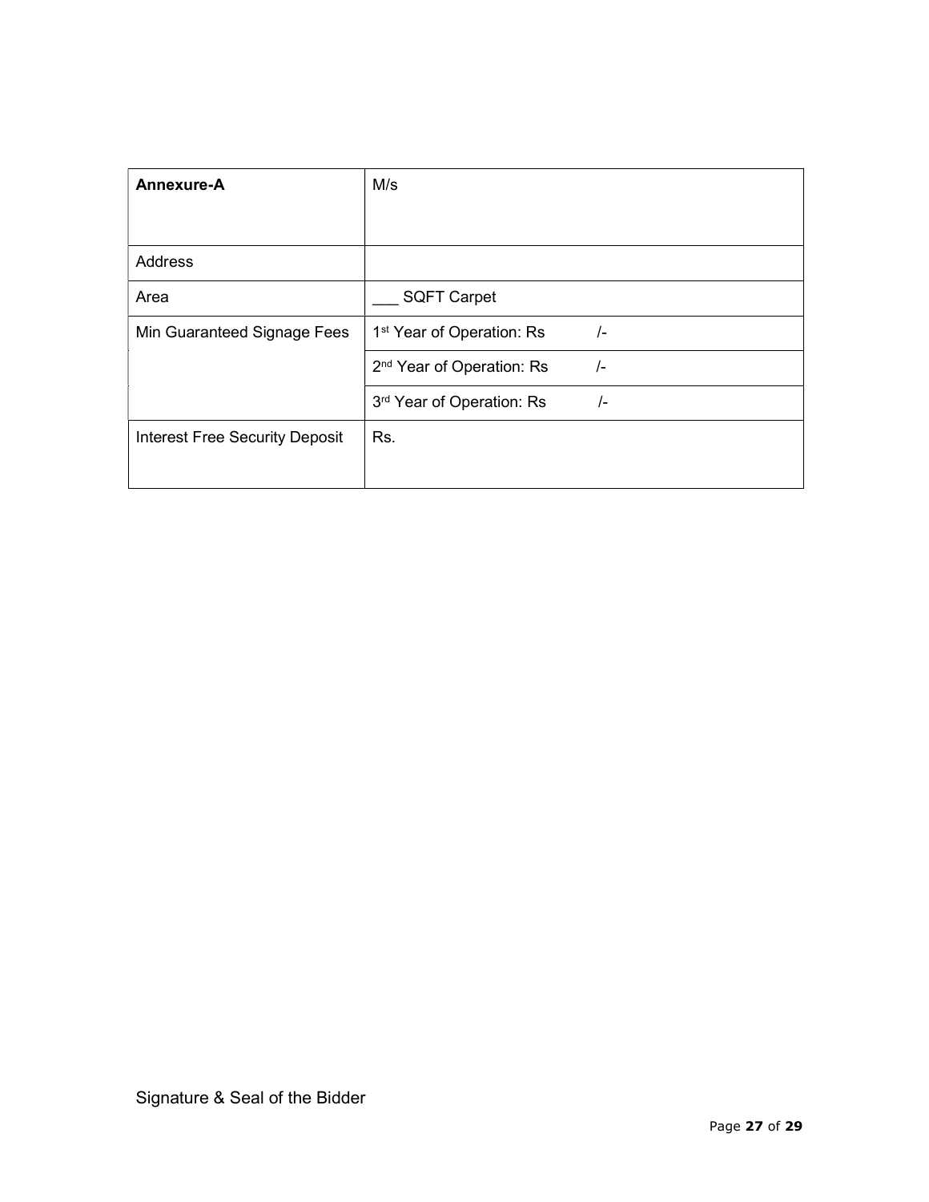| | |
|---|---|
| **Annexure-A** | M/s |
| Address | |
| Area | ___ SQFT Carpet |
| Min Guaranteed Signage Fees | 1st Year of Operation: Rs /- |
| | 2nd Year of Operation: Rs /- |
| | 3rd Year of Operation: Rs /- |
| Interest Free Security Deposit | Rs. |

Signature & Seal of the Bidder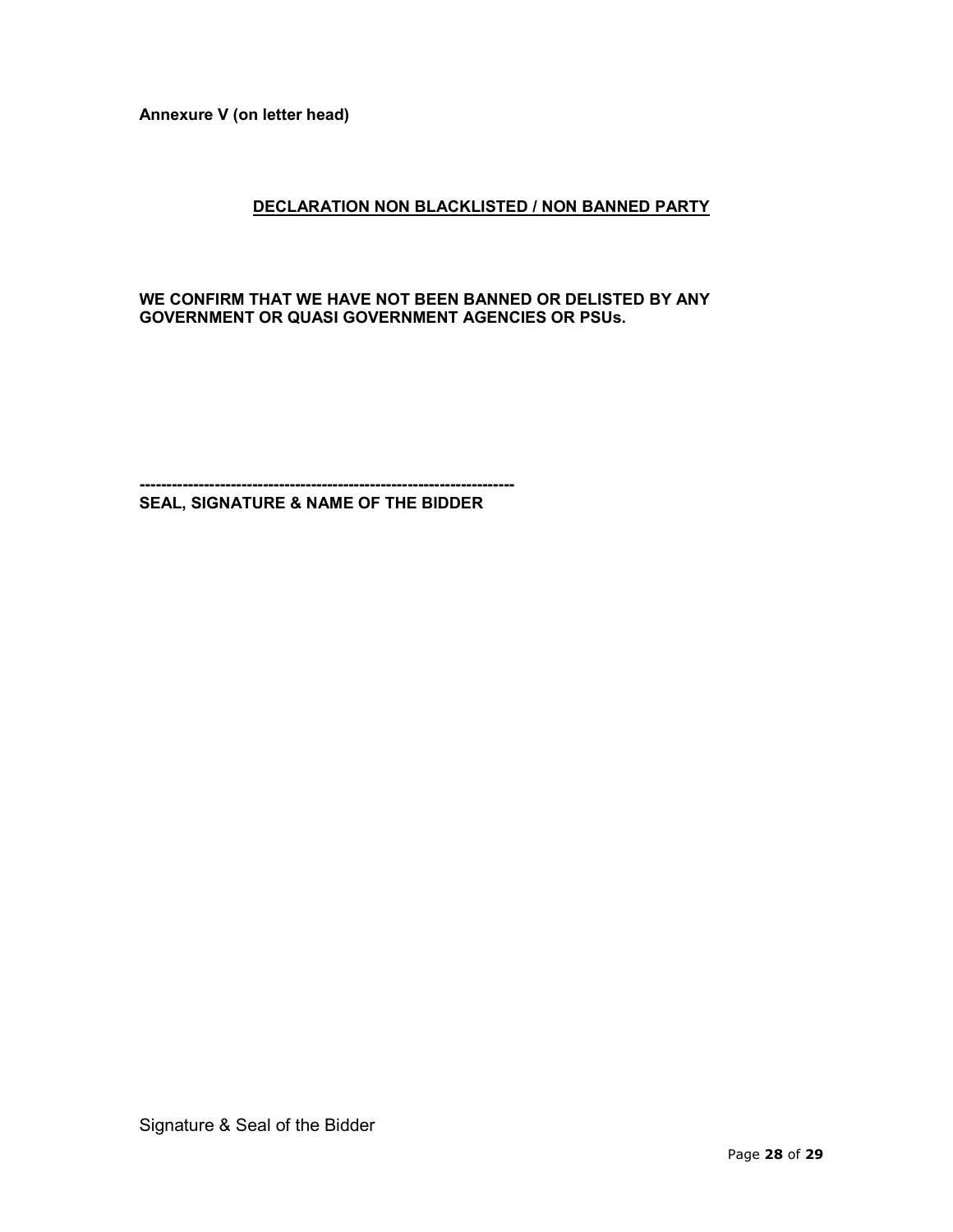**Annexure V (on letter head)**

## DECLARATION NON BLACKLISTED / NON BANNED PARTY

**WE CONFIRM THAT WE HAVE NOT BEEN BANNED OR DELISTED BY ANY GOVERNMENT OR QUASI GOVERNMENT AGENCIES OR PSUs.**

**---------------------------------------------------------------------**

**SEAL, SIGNATURE & NAME OF THE BIDDER**

Signature & Seal of the Bidder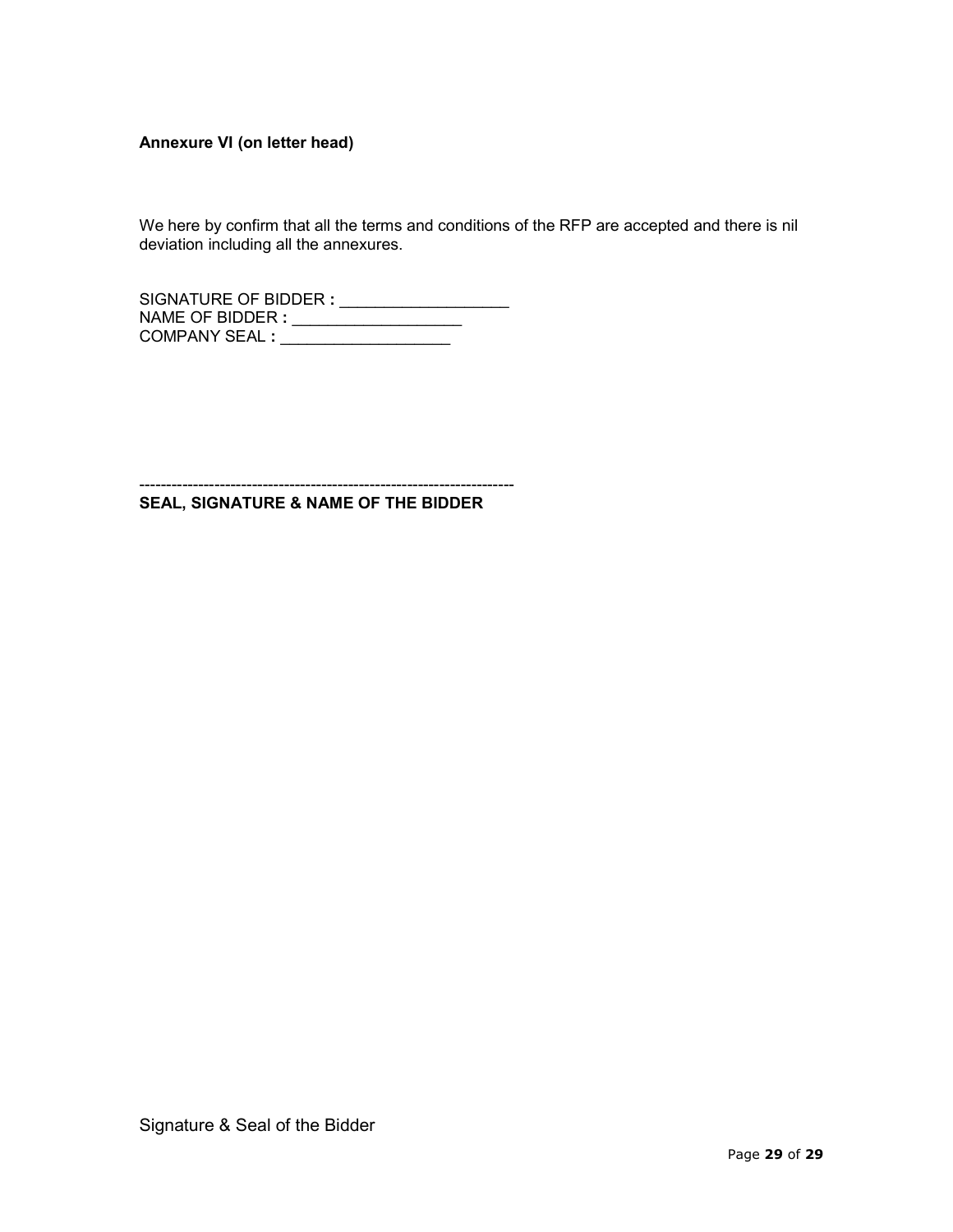**Annexure VI (on letter head)**

We here by confirm that all the terms and conditions of the RFP are accepted and there is nil deviation including all the annexures.

SIGNATURE OF BIDDER **:** ___________________
NAME OF BIDDER **:** ___________________
COMPANY SEAL **:** ___________________

-----------------------------------------------------------------------
**SEAL, SIGNATURE & NAME OF THE BIDDER**

Signature & Seal of the Bidder